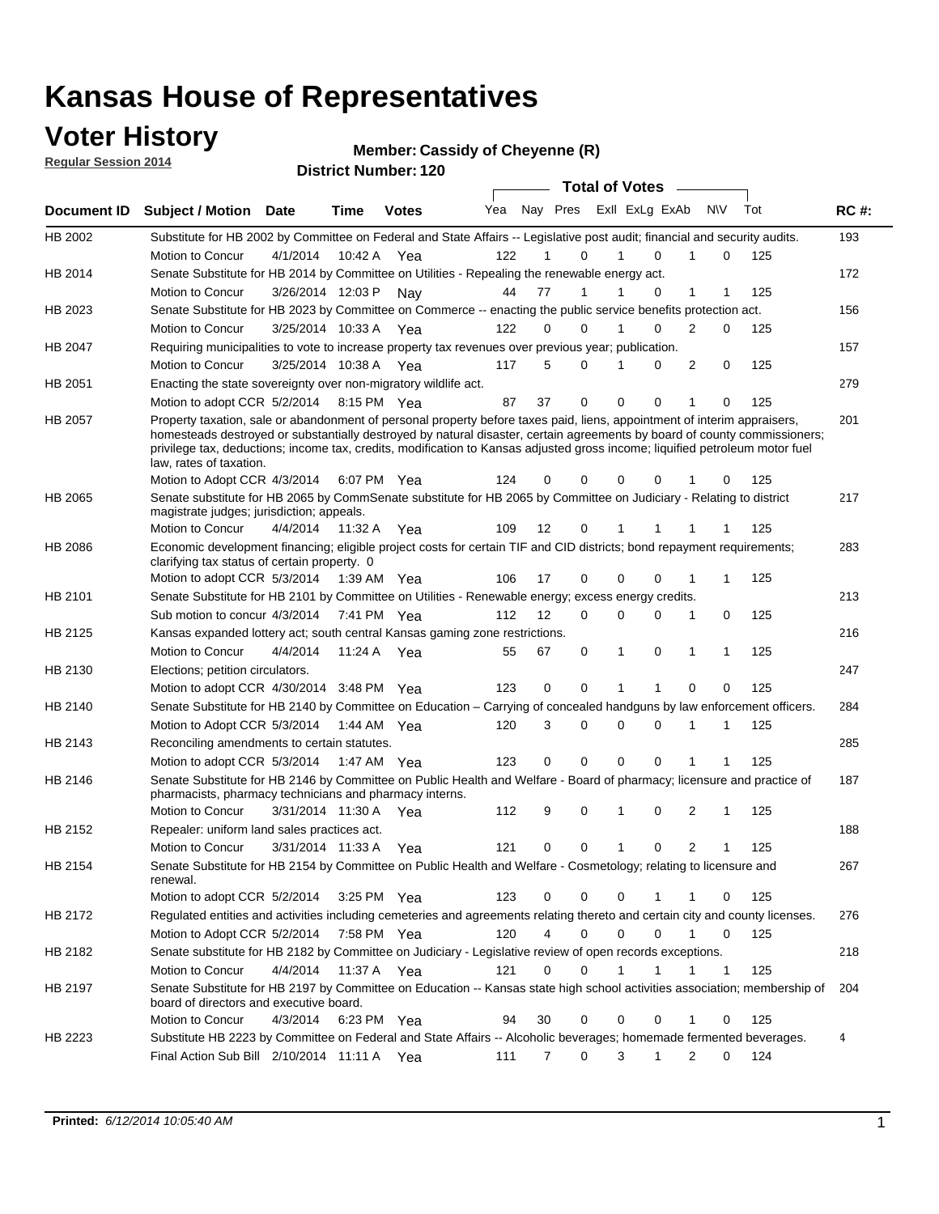# Kansas House of Representatives

## Voter History

**Regular Session 2014**

**Member: Cassidy of Cheyenne (R)**

**District Number: 120**

| Document ID | Subject / Motion | Date | Time | Votes | Yea | Nay | Pres | ExII | ExLg | ExAb | N\V | Tot | RC #: |
|---|---|---|---|---|---|---|---|---|---|---|---|---|---|
| HB 2002 | Substitute for HB 2002 by Committee on Federal and State Affairs -- Legislative post audit; financial and security audits. | | | | | | | | | | | | 193 |
| | Motion to Concur | 4/1/2014 | 10:42 A | Yea | 122 | 1 | 0 | 1 | 0 | 1 | 0 | 125 | |
| HB 2014 | Senate Substitute for HB 2014 by Committee on Utilities - Repealing the renewable energy act. | | | | | | | | | | | | 172 |
| | Motion to Concur | 3/26/2014 | 12:03 P | Nay | 44 | 77 | 1 | 1 | 0 | 1 | 1 | 125 | |
| HB 2023 | Senate Substitute for HB 2023 by Committee on Commerce -- enacting the public service benefits protection act. | | | | | | | | | | | | 156 |
| | Motion to Concur | 3/25/2014 | 10:33 A | Yea | 122 | 0 | 0 | 1 | 0 | 2 | 0 | 125 | |
| HB 2047 | Requiring municipalities to vote to increase property tax revenues over previous year; publication. | | | | | | | | | | | | 157 |
| | Motion to Concur | 3/25/2014 | 10:38 A | Yea | 117 | 5 | 0 | 1 | 0 | 2 | 0 | 125 | |
| HB 2051 | Enacting the state sovereignty over non-migratory wildlife act. | | | | | | | | | | | | 279 |
| | Motion to adopt CCR | 5/2/2014 | 8:15 PM | Yea | 87 | 37 | 0 | 0 | 0 | 1 | 0 | 125 | |
| HB 2057 | Property taxation, sale or abandonment of personal property before taxes paid, liens, appointment of interim appraisers, homesteads destroyed or substantially destroyed by natural disaster, certain agreements by board of county commissioners; privilege tax, deductions; income tax, credits, modification to Kansas adjusted gross income; liquified petroleum motor fuel law, rates of taxation. | | | | | | | | | | | | 201 |
| | Motion to Adopt CCR | 4/3/2014 | 6:07 PM | Yea | 124 | 0 | 0 | 0 | 0 | 1 | 0 | 125 | |
| HB 2065 | Senate substitute for HB 2065 by CommSenate substitute for HB 2065 by Committee on Judiciary - Relating to district magistrate judges; jurisdiction; appeals. | | | | | | | | | | | | 217 |
| | Motion to Concur | 4/4/2014 | 11:32 A | Yea | 109 | 12 | 0 | 1 | 1 | 1 | 1 | 125 | |
| HB 2086 | Economic development financing; eligible project costs for certain TIF and CID districts; bond repayment requirements; clarifying tax status of certain property. 0 | | | | | | | | | | | | 283 |
| | Motion to adopt CCR | 5/3/2014 | 1:39 AM | Yea | 106 | 17 | 0 | 0 | 0 | 1 | 1 | 125 | |
| HB 2101 | Senate Substitute for HB 2101 by Committee on Utilities - Renewable energy; excess energy credits. | | | | | | | | | | | | 213 |
| | Sub motion to concur | 4/3/2014 | 7:41 PM | Yea | 112 | 12 | 0 | 0 | 0 | 1 | 0 | 125 | |
| HB 2125 | Kansas expanded lottery act; south central Kansas gaming zone restrictions. | | | | | | | | | | | | 216 |
| | Motion to Concur | 4/4/2014 | 11:24 A | Yea | 55 | 67 | 0 | 1 | 0 | 1 | 1 | 125 | |
| HB 2130 | Elections; petition circulators. | | | | | | | | | | | | 247 |
| | Motion to adopt CCR | 4/30/2014 | 3:48 PM | Yea | 123 | 0 | 0 | 1 | 1 | 0 | 0 | 125 | |
| HB 2140 | Senate Substitute for HB 2140 by Committee on Education – Carrying of concealed handguns by law enforcement officers. | | | | | | | | | | | | 284 |
| | Motion to Adopt CCR | 5/3/2014 | 1:44 AM | Yea | 120 | 3 | 0 | 0 | 0 | 1 | 1 | 125 | |
| HB 2143 | Reconciling amendments to certain statutes. | | | | | | | | | | | | 285 |
| | Motion to adopt CCR | 5/3/2014 | 1:47 AM | Yea | 123 | 0 | 0 | 0 | 0 | 1 | 1 | 125 | |
| HB 2146 | Senate Substitute for HB 2146 by Committee on Public Health and Welfare - Board of pharmacy; licensure and practice of pharmacists, pharmacy technicians and pharmacy interns. | | | | | | | | | | | | 187 |
| | Motion to Concur | 3/31/2014 | 11:30 A | Yea | 112 | 9 | 0 | 1 | 0 | 2 | 1 | 125 | |
| HB 2152 | Repealer: uniform land sales practices act. | | | | | | | | | | | | 188 |
| | Motion to Concur | 3/31/2014 | 11:33 A | Yea | 121 | 0 | 0 | 1 | 0 | 2 | 1 | 125 | |
| HB 2154 | Senate Substitute for HB 2154 by Committee on Public Health and Welfare - Cosmetology; relating to licensure and renewal. | | | | | | | | | | | | 267 |
| | Motion to adopt CCR | 5/2/2014 | 3:25 PM | Yea | 123 | 0 | 0 | 0 | 1 | 1 | 0 | 125 | |
| HB 2172 | Regulated entities and activities including cemeteries and agreements relating thereto and certain city and county licenses. | | | | | | | | | | | | 276 |
| | Motion to Adopt CCR | 5/2/2014 | 7:58 PM | Yea | 120 | 4 | 0 | 0 | 0 | 1 | 0 | 125 | |
| HB 2182 | Senate substitute for HB 2182 by Committee on Judiciary - Legislative review of open records exceptions. | | | | | | | | | | | | 218 |
| | Motion to Concur | 4/4/2014 | 11:37 A | Yea | 121 | 0 | 0 | 1 | 1 | 1 | 1 | 125 | |
| HB 2197 | Senate Substitute for HB 2197 by Committee on Education -- Kansas state high school activities association; membership of board of directors and executive board. | | | | | | | | | | | | 204 |
| | Motion to Concur | 4/3/2014 | 6:23 PM | Yea | 94 | 30 | 0 | 0 | 0 | 1 | 0 | 125 | |
| HB 2223 | Substitute HB 2223 by Committee on Federal and State Affairs -- Alcoholic beverages; homemade fermented beverages. | | | | | | | | | | | | 4 |
| | Final Action Sub Bill | 2/10/2014 | 11:11 A | Yea | 111 | 7 | 0 | 3 | 1 | 2 | 0 | 124 | |

**Printed:** *6/12/2014 10:05:40 AM*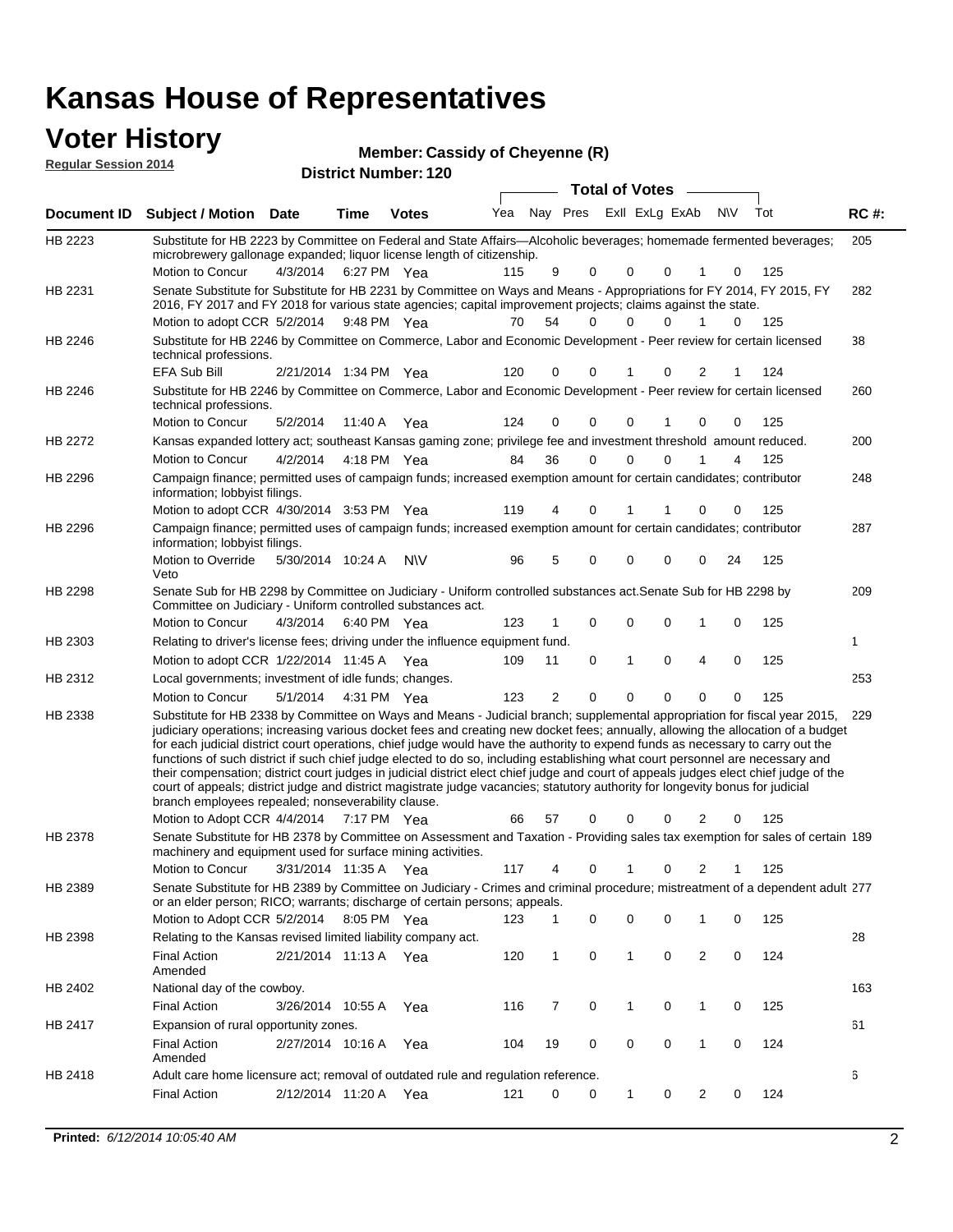# Kansas House of Representatives

## Voter History

**Regular Session 2014**

**Member: Cassidy of Cheyenne (R)**

**District Number: 120**

| Document ID | Subject / Motion | Date | Time | Votes | Yea | Nay | Pres | ExII | ExLg | ExAb | N\V | Tot | RC #: |
|---|---|---|---|---|---|---|---|---|---|---|---|---|---|
| HB 2223 | Substitute for HB 2223 by Committee on Federal and State Affairs—Alcoholic beverages; homemade fermented beverages; microbrewery gallonage expanded; liquor license length of citizenship. | | | | | | | | | | | | 205 |
| | Motion to Concur | 4/3/2014 | 6:27 PM | Yea | 115 | 9 | 0 | 0 | 0 | 1 | 0 | 125 | |
| HB 2231 | Senate Substitute for Substitute for HB 2231 by Committee on Ways and Means - Appropriations for FY 2014, FY 2015, FY 2016, FY 2017 and FY 2018 for various state agencies; capital improvement projects; claims against the state. | | | | | | | | | | | | 282 |
| | Motion to adopt CCR | 5/2/2014 | 9:48 PM | Yea | 70 | 54 | 0 | 0 | 0 | 1 | 0 | 125 | |
| HB 2246 | Substitute for HB 2246 by Committee on Commerce, Labor and Economic Development - Peer review for certain licensed technical professions. | | | | | | | | | | | | 38 |
| | EFA Sub Bill | 2/21/2014 | 1:34 PM | Yea | 120 | 0 | 0 | 1 | 0 | 2 | 1 | 124 | |
| HB 2246 | Substitute for HB 2246 by Committee on Commerce, Labor and Economic Development - Peer review for certain licensed technical professions. | | | | | | | | | | | | 260 |
| | Motion to Concur | 5/2/2014 | 11:40 A | Yea | 124 | 0 | 0 | 0 | 1 | 0 | 0 | 125 | |
| HB 2272 | Kansas expanded lottery act; southeast Kansas gaming zone; privilege fee and investment threshold amount reduced. | | | | | | | | | | | | 200 |
| | Motion to Concur | 4/2/2014 | 4:18 PM | Yea | 84 | 36 | 0 | 0 | 0 | 1 | 4 | 125 | |
| HB 2296 | Campaign finance; permitted uses of campaign funds; increased exemption amount for certain candidates; contributor information; lobbyist filings. | | | | | | | | | | | | 248 |
| | Motion to adopt CCR | 4/30/2014 | 3:53 PM | Yea | 119 | 4 | 0 | 1 | 1 | 0 | 0 | 125 | |
| HB 2296 | Campaign finance; permitted uses of campaign funds; increased exemption amount for certain candidates; contributor information; lobbyist filings. | | | | | | | | | | | | 287 |
| | Motion to Override Veto | 5/30/2014 | 10:24 A | N\V | 96 | 5 | 0 | 0 | 0 | 0 | 24 | 125 | |
| HB 2298 | Senate Sub for HB 2298 by Committee on Judiciary - Uniform controlled substances act.Senate Sub for HB 2298 by Committee on Judiciary - Uniform controlled substances act. | | | | | | | | | | | | 209 |
| | Motion to Concur | 4/3/2014 | 6:40 PM | Yea | 123 | 1 | 0 | 0 | 0 | 1 | 0 | 125 | |
| HB 2303 | Relating to driver's license fees; driving under the influence equipment fund. | | | | | | | | | | | | 1 |
| | Motion to adopt CCR | 1/22/2014 | 11:45 A | Yea | 109 | 11 | 0 | 1 | 0 | 4 | 0 | 125 | |
| HB 2312 | Local governments; investment of idle funds; changes. | | | | | | | | | | | | 253 |
| | Motion to Concur | 5/1/2014 | 4:31 PM | Yea | 123 | 2 | 0 | 0 | 0 | 0 | 0 | 125 | |
| HB 2338 | Substitute for HB 2338 by Committee on Ways and Means - Judicial branch; supplemental appropriation for fiscal year 2015, judiciary operations; increasing various docket fees and creating new docket fees; annually, allowing the allocation of a budget for each judicial district court operations, chief judge would have the authority to expend funds as necessary to carry out the functions of such district if such chief judge elected to do so, including establishing what court personnel are necessary and their compensation; district court judges in judicial district elect chief judge and court of appeals judges elect chief judge of the court of appeals; district judge and district magistrate judge vacancies; statutory authority for longevity bonus for judicial branch employees repealed; nonseverability clause. | | | | | | | | | | | | 229 |
| | Motion to Adopt CCR | 4/4/2014 | 7:17 PM | Yea | 66 | 57 | 0 | 0 | 0 | 2 | 0 | 125 | |
| HB 2378 | Senate Substitute for HB 2378 by Committee on Assessment and Taxation - Providing sales tax exemption for sales of certain machinery and equipment used for surface mining activities. | | | | | | | | | | | | 189 |
| | Motion to Concur | 3/31/2014 | 11:35 A | Yea | 117 | 4 | 0 | 1 | 0 | 2 | 1 | 125 | |
| HB 2389 | Senate Substitute for HB 2389 by Committee on Judiciary - Crimes and criminal procedure; mistreatment of a dependent adult or an elder person; RICO; warrants; discharge of certain persons; appeals. | | | | | | | | | | | | 277 |
| | Motion to Adopt CCR | 5/2/2014 | 8:05 PM | Yea | 123 | 1 | 0 | 0 | 0 | 1 | 0 | 125 | |
| HB 2398 | Relating to the Kansas revised limited liability company act. | | | | | | | | | | | | 28 |
| | Final Action Amended | 2/21/2014 | 11:13 A | Yea | 120 | 1 | 0 | 1 | 0 | 2 | 0 | 124 | |
| HB 2402 | National day of the cowboy. | | | | | | | | | | | | 163 |
| | Final Action | 3/26/2014 | 10:55 A | Yea | 116 | 7 | 0 | 1 | 0 | 1 | 0 | 125 | |
| HB 2417 | Expansion of rural opportunity zones. | | | | | | | | | | | | 61 |
| | Final Action Amended | 2/27/2014 | 10:16 A | Yea | 104 | 19 | 0 | 0 | 0 | 1 | 0 | 124 | |
| HB 2418 | Adult care home licensure act; removal of outdated rule and regulation reference. | | | | | | | | | | | | 6 |
| | Final Action | 2/12/2014 | 11:20 A | Yea | 121 | 0 | 0 | 1 | 0 | 2 | 0 | 124 | |

**Printed:** *6/12/2014 10:05:40 AM*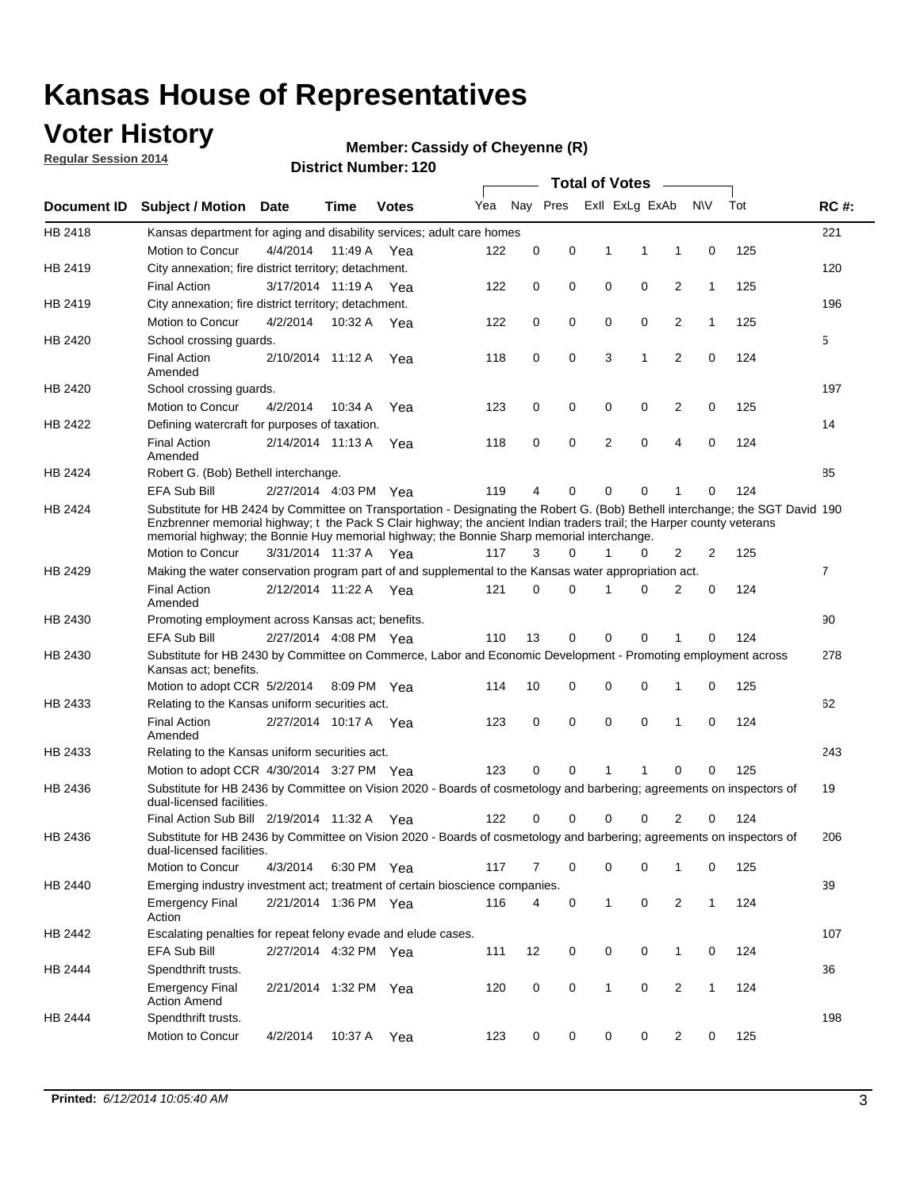# Kansas House of Representatives

## Voter History

**Regular Session 2014**

**Member: Cassidy of Cheyenne (R)**

**District Number: 120**

| Document ID | Subject / Motion | Date | Time | Votes | Yea | Nay | Pres | ExII | ExLg | ExAb | N\V | Tot | RC #: |
|---|---|---|---|---|---|---|---|---|---|---|---|---|---|
| HB 2418 | Kansas department for aging and disability services; adult care homes | | | | | | | | | | | | 221 |
| | Motion to Concur | 4/4/2014 | 11:49 A | Yea | 122 | 0 | 0 | 1 | 1 | 1 | 0 | 125 | |
| HB 2419 | City annexation; fire district territory; detachment. | | | | | | | | | | | | 120 |
| | Final Action | 3/17/2014 | 11:19 A | Yea | 122 | 0 | 0 | 0 | 0 | 2 | 1 | 125 | |
| HB 2419 | City annexation; fire district territory; detachment. | | | | | | | | | | | | 196 |
| | Motion to Concur | 4/2/2014 | 10:32 A | Yea | 122 | 0 | 0 | 0 | 0 | 2 | 1 | 125 | |
| HB 2420 | School crossing guards. | | | | | | | | | | | | 5 |
| | Final Action Amended | 2/10/2014 | 11:12 A | Yea | 118 | 0 | 0 | 3 | 1 | 2 | 0 | 124 | |
| HB 2420 | School crossing guards. | | | | | | | | | | | | 197 |
| | Motion to Concur | 4/2/2014 | 10:34 A | Yea | 123 | 0 | 0 | 0 | 0 | 2 | 0 | 125 | |
| HB 2422 | Defining watercraft for purposes of taxation. | | | | | | | | | | | | 14 |
| | Final Action Amended | 2/14/2014 | 11:13 A | Yea | 118 | 0 | 0 | 2 | 0 | 4 | 0 | 124 | |
| HB 2424 | Robert G. (Bob) Bethell interchange. | | | | | | | | | | | | 85 |
| | EFA Sub Bill | 2/27/2014 | 4:03 PM | Yea | 119 | 4 | 0 | 0 | 0 | 1 | 0 | 124 | |
| HB 2424 | Substitute for HB 2424 by Committee on Transportation - Designating the Robert G. (Bob) Bethell interchange; the SGT David Enzbrenner memorial highway; t the Pack S Clair highway; the ancient Indian traders trail; the Harper county veterans memorial highway; the Bonnie Huy memorial highway; the Bonnie Sharp memorial interchange. | | | | | | | | | | | | 190 |
| | Motion to Concur | 3/31/2014 | 11:37 A | Yea | 117 | 3 | 0 | 1 | 0 | 2 | 2 | 125 | |
| HB 2429 | Making the water conservation program part of and supplemental to the Kansas water appropriation act. | | | | | | | | | | | | 7 |
| | Final Action Amended | 2/12/2014 | 11:22 A | Yea | 121 | 0 | 0 | 1 | 0 | 2 | 0 | 124 | |
| HB 2430 | Promoting employment across Kansas act; benefits. | | | | | | | | | | | | 90 |
| | EFA Sub Bill | 2/27/2014 | 4:08 PM | Yea | 110 | 13 | 0 | 0 | 0 | 1 | 0 | 124 | |
| HB 2430 | Substitute for HB 2430 by Committee on Commerce, Labor and Economic Development - Promoting employment across Kansas act; benefits. | | | | | | | | | | | | 278 |
| | Motion to adopt CCR | 5/2/2014 | 8:09 PM | Yea | 114 | 10 | 0 | 0 | 0 | 1 | 0 | 125 | |
| HB 2433 | Relating to the Kansas uniform securities act. | | | | | | | | | | | | 62 |
| | Final Action Amended | 2/27/2014 | 10:17 A | Yea | 123 | 0 | 0 | 0 | 0 | 1 | 0 | 124 | |
| HB 2433 | Relating to the Kansas uniform securities act. | | | | | | | | | | | | 243 |
| | Motion to adopt CCR | 4/30/2014 | 3:27 PM | Yea | 123 | 0 | 0 | 1 | 1 | 0 | 0 | 125 | |
| HB 2436 | Substitute for HB 2436 by Committee on Vision 2020 - Boards of cosmetology and barbering; agreements on inspectors of dual-licensed facilities. | | | | | | | | | | | | 19 |
| | Final Action Sub Bill | 2/19/2014 | 11:32 A | Yea | 122 | 0 | 0 | 0 | 0 | 2 | 0 | 124 | |
| HB 2436 | Substitute for HB 2436 by Committee on Vision 2020 - Boards of cosmetology and barbering; agreements on inspectors of dual-licensed facilities. | | | | | | | | | | | | 206 |
| | Motion to Concur | 4/3/2014 | 6:30 PM | Yea | 117 | 7 | 0 | 0 | 0 | 1 | 0 | 125 | |
| HB 2440 | Emerging industry investment act; treatment of certain bioscience companies. | | | | | | | | | | | | 39 |
| | Emergency Final Action | 2/21/2014 | 1:36 PM | Yea | 116 | 4 | 0 | 1 | 0 | 2 | 1 | 124 | |
| HB 2442 | Escalating penalties for repeat felony evade and elude cases. | | | | | | | | | | | | 107 |
| | EFA Sub Bill | 2/27/2014 | 4:32 PM | Yea | 111 | 12 | 0 | 0 | 0 | 1 | 0 | 124 | |
| HB 2444 | Spendthrift trusts. | | | | | | | | | | | | 36 |
| | Emergency Final Action Amend | 2/21/2014 | 1:32 PM | Yea | 120 | 0 | 0 | 1 | 0 | 2 | 1 | 124 | |
| HB 2444 | Spendthrift trusts. | | | | | | | | | | | | 198 |
| | Motion to Concur | 4/2/2014 | 10:37 A | Yea | 123 | 0 | 0 | 0 | 0 | 2 | 0 | 125 | |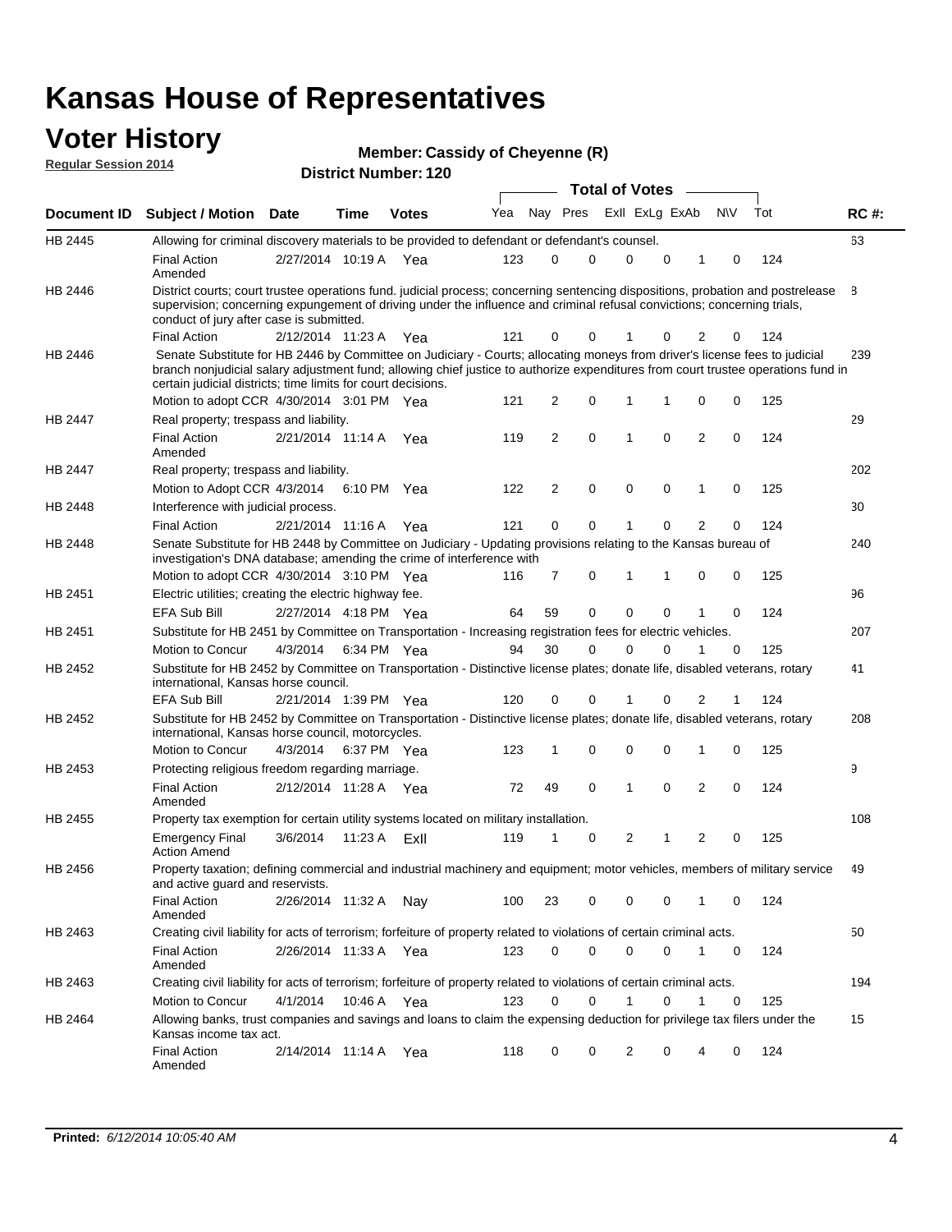# Kansas House of Representatives

## Voter History

**Regular Session 2014**

**Member: Cassidy of Cheyenne (R)**

**District Number: 120**

| Document ID | Subject / Motion | Date | Time | Votes | Yea | Nay | Pres | ExII | ExLg | ExAb | N\V | Tot | RC #: |
|---|---|---|---|---|---|---|---|---|---|---|---|---|---|
| HB 2445 | Allowing for criminal discovery materials to be provided to defendant or defendant's counsel. | | | | | | | | | | | | 63 |
| | Final Action Amended | 2/27/2014 | 10:19 A | Yea | 123 | 0 | 0 | 0 | 0 | 1 | 0 | 124 | |
| HB 2446 | District courts; court trustee operations fund. judicial process; concerning sentencing dispositions, probation and postrelease supervision; concerning expungement of driving under the influence and criminal refusal convictions; concerning trials, conduct of jury after case is submitted. | | | | | | | | | | | | 8 |
| | Final Action | 2/12/2014 | 11:23 A | Yea | 121 | 0 | 0 | 1 | 0 | 2 | 0 | 124 | |
| HB 2446 | Senate Substitute for HB 2446 by Committee on Judiciary - Courts; allocating moneys from driver's license fees to judicial branch nonjudicial salary adjustment fund; allowing chief justice to authorize expenditures from court trustee operations fund in certain judicial districts; time limits for court decisions. | | | | | | | | | | | | 239 |
| | Motion to adopt CCR | 4/30/2014 | 3:01 PM | Yea | 121 | 2 | 0 | 1 | 1 | 0 | 0 | 125 | |
| HB 2447 | Real property; trespass and liability. | | | | | | | | | | | | 29 |
| | Final Action Amended | 2/21/2014 | 11:14 A | Yea | 119 | 2 | 0 | 1 | 0 | 2 | 0 | 124 | |
| HB 2447 | Real property; trespass and liability. | | | | | | | | | | | | 202 |
| | Motion to Adopt CCR | 4/3/2014 | 6:10 PM | Yea | 122 | 2 | 0 | 0 | 0 | 1 | 0 | 125 | |
| HB 2448 | Interference with judicial process. | | | | | | | | | | | | 30 |
| | Final Action | 2/21/2014 | 11:16 A | Yea | 121 | 0 | 0 | 1 | 0 | 2 | 0 | 124 | |
| HB 2448 | Senate Substitute for HB 2448 by Committee on Judiciary - Updating provisions relating to the Kansas bureau of investigation's DNA database; amending the crime of interference with | | | | | | | | | | | | 240 |
| | Motion to adopt CCR | 4/30/2014 | 3:10 PM | Yea | 116 | 7 | 0 | 1 | 1 | 0 | 0 | 125 | |
| HB 2451 | Electric utilities; creating the electric highway fee. | | | | | | | | | | | | 96 |
| | EFA Sub Bill | 2/27/2014 | 4:18 PM | Yea | 64 | 59 | 0 | 0 | 0 | 1 | 0 | 124 | |
| HB 2451 | Substitute for HB 2451 by Committee on Transportation - Increasing registration fees for electric vehicles. | | | | | | | | | | | | 207 |
| | Motion to Concur | 4/3/2014 | 6:34 PM | Yea | 94 | 30 | 0 | 0 | 0 | 1 | 0 | 125 | |
| HB 2452 | Substitute for HB 2452 by Committee on Transportation - Distinctive license plates; donate life, disabled veterans, rotary international, Kansas horse council. | | | | | | | | | | | | 41 |
| | EFA Sub Bill | 2/21/2014 | 1:39 PM | Yea | 120 | 0 | 0 | 1 | 0 | 2 | 1 | 124 | |
| HB 2452 | Substitute for HB 2452 by Committee on Transportation - Distinctive license plates; donate life, disabled veterans, rotary international, Kansas horse council, motorcycles. | | | | | | | | | | | | 208 |
| | Motion to Concur | 4/3/2014 | 6:37 PM | Yea | 123 | 1 | 0 | 0 | 0 | 1 | 0 | 125 | |
| HB 2453 | Protecting religious freedom regarding marriage. | | | | | | | | | | | | 9 |
| | Final Action Amended | 2/12/2014 | 11:28 A | Yea | 72 | 49 | 0 | 1 | 0 | 2 | 0 | 124 | |
| HB 2455 | Property tax exemption for certain utility systems located on military installation. | | | | | | | | | | | | 108 |
| | Emergency Final Action Amend | 3/6/2014 | 11:23 A | ExII | 119 | 1 | 0 | 2 | 1 | 2 | 0 | 125 | |
| HB 2456 | Property taxation; defining commercial and industrial machinery and equipment; motor vehicles, members of military service and active guard and reservists. | | | | | | | | | | | | 49 |
| | Final Action Amended | 2/26/2014 | 11:32 A | Nay | 100 | 23 | 0 | 0 | 0 | 1 | 0 | 124 | |
| HB 2463 | Creating civil liability for acts of terrorism; forfeiture of property related to violations of certain criminal acts. | | | | | | | | | | | | 50 |
| | Final Action Amended | 2/26/2014 | 11:33 A | Yea | 123 | 0 | 0 | 0 | 0 | 1 | 0 | 124 | |
| HB 2463 | Creating civil liability for acts of terrorism; forfeiture of property related to violations of certain criminal acts. | | | | | | | | | | | | 194 |
| | Motion to Concur | 4/1/2014 | 10:46 A | Yea | 123 | 0 | 0 | 1 | 0 | 1 | 0 | 125 | |
| HB 2464 | Allowing banks, trust companies and savings and loans to claim the expensing deduction for privilege tax filers under the Kansas income tax act. | | | | | | | | | | | | 15 |
| | Final Action Amended | 2/14/2014 | 11:14 A | Yea | 118 | 0 | 0 | 2 | 0 | 4 | 0 | 124 | |

**Printed:** *6/12/2014 10:05:40 AM*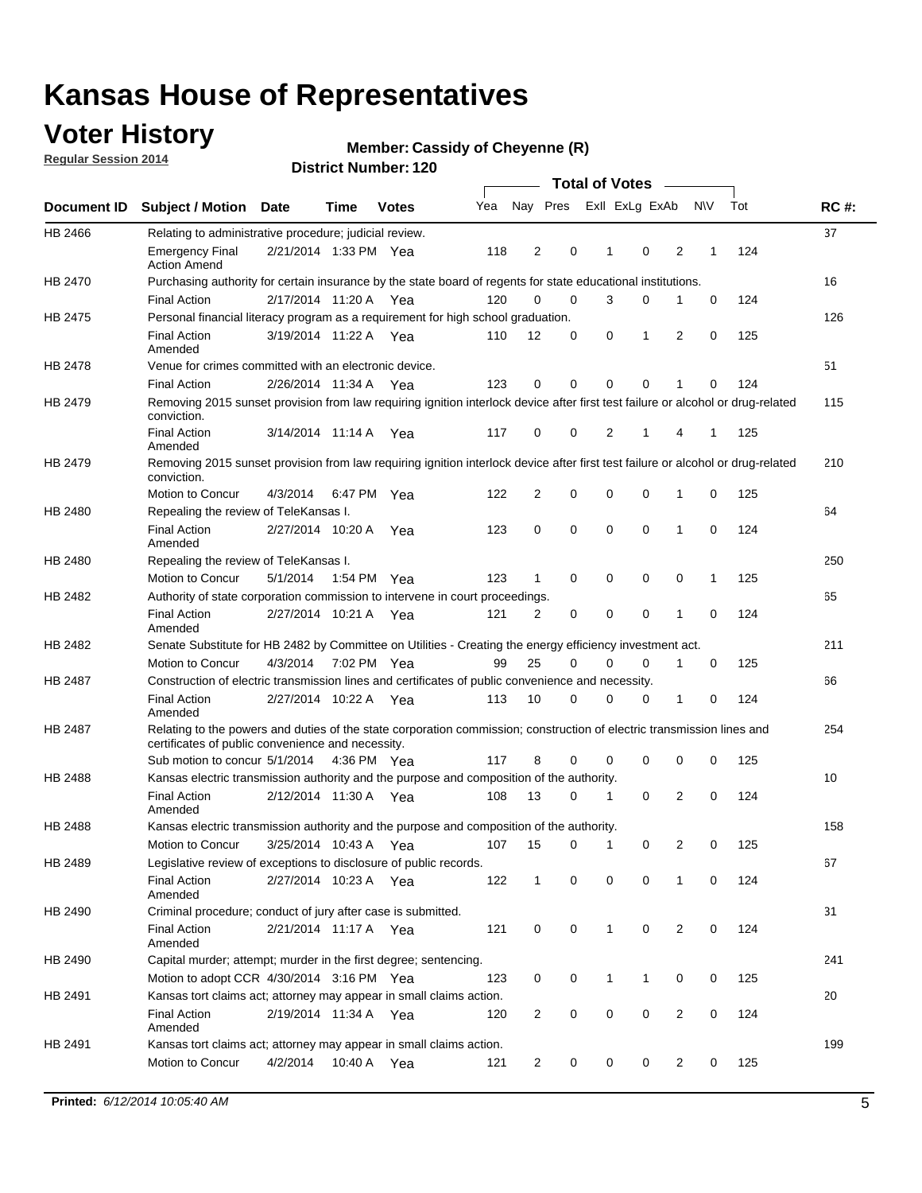# Kansas House of Representatives

## Voter History

**Regular Session 2014**

**Member: Cassidy of Cheyenne (R)**

**District Number: 120**

| Document ID | Subject / Motion | Date | Time | Votes | Yea | Nay | Pres | ExII | ExLg | ExAb | N\V | Tot | RC #: |
|---|---|---|---|---|---|---|---|---|---|---|---|---|---|
| HB 2466 | Relating to administrative procedure; judicial review. | | | | | | | | | | | | 37 |
| | Emergency Final Action Amend | 2/21/2014 | 1:33 PM | Yea | 118 | 2 | 0 | 1 | 0 | 2 | 1 | 124 | |
| HB 2470 | Purchasing authority for certain insurance by the state board of regents for state educational institutions. | | | | | | | | | | | | 16 |
| | Final Action | 2/17/2014 | 11:20 A | Yea | 120 | 0 | 0 | 3 | 0 | 1 | 0 | 124 | |
| HB 2475 | Personal financial literacy program as a requirement for high school graduation. | | | | | | | | | | | | 126 |
| | Final Action Amended | 3/19/2014 | 11:22 A | Yea | 110 | 12 | 0 | 0 | 1 | 2 | 0 | 125 | |
| HB 2478 | Venue for crimes committed with an electronic device. | | | | | | | | | | | | 51 |
| | Final Action | 2/26/2014 | 11:34 A | Yea | 123 | 0 | 0 | 0 | 0 | 1 | 0 | 124 | |
| HB 2479 | Removing 2015 sunset provision from law requiring ignition interlock device after first test failure or alcohol or drug-related conviction. | | | | | | | | | | | | 115 |
| | Final Action Amended | 3/14/2014 | 11:14 A | Yea | 117 | 0 | 0 | 2 | 1 | 4 | 1 | 125 | |
| HB 2479 | Removing 2015 sunset provision from law requiring ignition interlock device after first test failure or alcohol or drug-related conviction. | | | | | | | | | | | | 210 |
| | Motion to Concur | 4/3/2014 | 6:47 PM | Yea | 122 | 2 | 0 | 0 | 0 | 1 | 0 | 125 | |
| HB 2480 | Repealing the review of TeleKansas I. | | | | | | | | | | | | 64 |
| | Final Action Amended | 2/27/2014 | 10:20 A | Yea | 123 | 0 | 0 | 0 | 0 | 1 | 0 | 124 | |
| HB 2480 | Repealing the review of TeleKansas I. | | | | | | | | | | | | 250 |
| | Motion to Concur | 5/1/2014 | 1:54 PM | Yea | 123 | 1 | 0 | 0 | 0 | 0 | 1 | 125 | |
| HB 2482 | Authority of state corporation commission to intervene in court proceedings. | | | | | | | | | | | | 65 |
| | Final Action Amended | 2/27/2014 | 10:21 A | Yea | 121 | 2 | 0 | 0 | 0 | 1 | 0 | 124 | |
| HB 2482 | Senate Substitute for HB 2482 by Committee on Utilities - Creating the energy efficiency investment act. | | | | | | | | | | | | 211 |
| | Motion to Concur | 4/3/2014 | 7:02 PM | Yea | 99 | 25 | 0 | 0 | 0 | 1 | 0 | 125 | |
| HB 2487 | Construction of electric transmission lines and certificates of public convenience and necessity. | | | | | | | | | | | | 66 |
| | Final Action Amended | 2/27/2014 | 10:22 A | Yea | 113 | 10 | 0 | 0 | 0 | 1 | 0 | 124 | |
| HB 2487 | Relating to the powers and duties of the state corporation commission; construction of electric transmission lines and certificates of public convenience and necessity. | | | | | | | | | | | | 254 |
| | Sub motion to concur | 5/1/2014 | 4:36 PM | Yea | 117 | 8 | 0 | 0 | 0 | 0 | 0 | 125 | |
| HB 2488 | Kansas electric transmission authority and the purpose and composition of the authority. | | | | | | | | | | | | 10 |
| | Final Action Amended | 2/12/2014 | 11:30 A | Yea | 108 | 13 | 0 | 1 | 0 | 2 | 0 | 124 | |
| HB 2488 | Kansas electric transmission authority and the purpose and composition of the authority. | | | | | | | | | | | | 158 |
| | Motion to Concur | 3/25/2014 | 10:43 A | Yea | 107 | 15 | 0 | 1 | 0 | 2 | 0 | 125 | |
| HB 2489 | Legislative review of exceptions to disclosure of public records. | | | | | | | | | | | | 67 |
| | Final Action Amended | 2/27/2014 | 10:23 A | Yea | 122 | 1 | 0 | 0 | 0 | 1 | 0 | 124 | |
| HB 2490 | Criminal procedure; conduct of jury after case is submitted. | | | | | | | | | | | | 31 |
| | Final Action Amended | 2/21/2014 | 11:17 A | Yea | 121 | 0 | 0 | 1 | 0 | 2 | 0 | 124 | |
| HB 2490 | Capital murder; attempt; murder in the first degree; sentencing. | | | | | | | | | | | | 241 |
| | Motion to adopt CCR | 4/30/2014 | 3:16 PM | Yea | 123 | 0 | 0 | 1 | 1 | 0 | 0 | 125 | |
| HB 2491 | Kansas tort claims act; attorney may appear in small claims action. | | | | | | | | | | | | 20 |
| | Final Action Amended | 2/19/2014 | 11:34 A | Yea | 120 | 2 | 0 | 0 | 0 | 2 | 0 | 124 | |
| HB 2491 | Kansas tort claims act; attorney may appear in small claims action. | | | | | | | | | | | | 199 |
| | Motion to Concur | 4/2/2014 | 10:40 A | Yea | 121 | 2 | 0 | 0 | 0 | 2 | 0 | 125 | |

**Printed:** *6/12/2014 10:05:40 AM*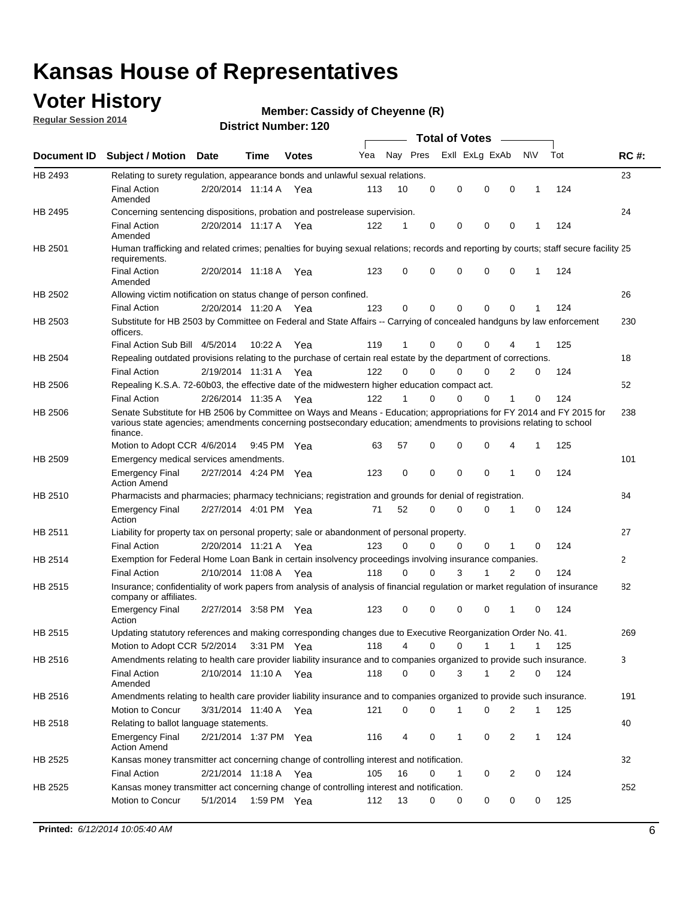# Kansas House of Representatives

## Voter History

**Regular Session 2014**

**Member: Cassidy of Cheyenne (R)**

**District Number: 120**

| Document ID | Subject / Motion | Date | Time | Votes | Yea | Nay | Pres | ExII | ExLg | ExAb | N\V | Tot | RC #: |
|---|---|---|---|---|---|---|---|---|---|---|---|---|---|
| HB 2493 | Relating to surety regulation, appearance bonds and unlawful sexual relations. | | | | | | | | | | | | 23 |
| | Final Action Amended | 2/20/2014 | 11:14 A | Yea | 113 | 10 | 0 | 0 | 0 | 0 | 1 | 124 | |
| HB 2495 | Concerning sentencing dispositions, probation and postrelease supervision. | | | | | | | | | | | | 24 |
| | Final Action Amended | 2/20/2014 | 11:17 A | Yea | 122 | 1 | 0 | 0 | 0 | 0 | 1 | 124 | |
| HB 2501 | Human trafficking and related crimes; penalties for buying sexual relations; records and reporting by courts; staff secure facility requirements. | | | | | | | | | | | | 25 |
| | Final Action Amended | 2/20/2014 | 11:18 A | Yea | 123 | 0 | 0 | 0 | 0 | 0 | 1 | 124 | |
| HB 2502 | Allowing victim notification on status change of person confined. | | | | | | | | | | | | 26 |
| | Final Action | 2/20/2014 | 11:20 A | Yea | 123 | 0 | 0 | 0 | 0 | 0 | 1 | 124 | |
| HB 2503 | Substitute for HB 2503 by Committee on Federal and State Affairs -- Carrying of concealed handguns by law enforcement officers. | | | | | | | | | | | | 230 |
| | Final Action Sub Bill | 4/5/2014 | 10:22 A | Yea | 119 | 1 | 0 | 0 | 0 | 4 | 1 | 125 | |
| HB 2504 | Repealing outdated provisions relating to the purchase of certain real estate by the department of corrections. | | | | | | | | | | | | 18 |
| | Final Action | 2/19/2014 | 11:31 A | Yea | 122 | 0 | 0 | 0 | 0 | 2 | 0 | 124 | |
| HB 2506 | Repealing K.S.A. 72-60b03, the effective date of the midwestern higher education compact act. | | | | | | | | | | | | 52 |
| | Final Action | 2/26/2014 | 11:35 A | Yea | 122 | 1 | 0 | 0 | 0 | 1 | 0 | 124 | |
| HB 2506 | Senate Substitute for HB 2506 by Committee on Ways and Means - Education; appropriations for FY 2014 and FY 2015 for various state agencies; amendments concerning postsecondary education; amendments to provisions relating to school finance. | | | | | | | | | | | | 238 |
| | Motion to Adopt CCR | 4/6/2014 | 9:45 PM | Yea | 63 | 57 | 0 | 0 | 0 | 4 | 1 | 125 | |
| HB 2509 | Emergency medical services amendments. | | | | | | | | | | | | 101 |
| | Emergency Final Action Amend | 2/27/2014 | 4:24 PM | Yea | 123 | 0 | 0 | 0 | 0 | 1 | 0 | 124 | |
| HB 2510 | Pharmacists and pharmacies; pharmacy technicians; registration and grounds for denial of registration. | | | | | | | | | | | | 84 |
| | Emergency Final Action | 2/27/2014 | 4:01 PM | Yea | 71 | 52 | 0 | 0 | 0 | 1 | 0 | 124 | |
| HB 2511 | Liability for property tax on personal property; sale or abandonment of personal property. | | | | | | | | | | | | 27 |
| | Final Action | 2/20/2014 | 11:21 A | Yea | 123 | 0 | 0 | 0 | 0 | 1 | 0 | 124 | |
| HB 2514 | Exemption for Federal Home Loan Bank in certain insolvency proceedings involving insurance companies. | | | | | | | | | | | | 2 |
| | Final Action | 2/10/2014 | 11:08 A | Yea | 118 | 0 | 0 | 3 | 1 | 2 | 0 | 124 | |
| HB 2515 | Insurance; confidentiality of work papers from analysis of analysis of financial regulation or market regulation of insurance company or affiliates. | | | | | | | | | | | | 82 |
| | Emergency Final Action | 2/27/2014 | 3:58 PM | Yea | 123 | 0 | 0 | 0 | 0 | 1 | 0 | 124 | |
| HB 2515 | Updating statutory references and making corresponding changes due to Executive Reorganization Order No. 41. | | | | | | | | | | | | 269 |
| | Motion to Adopt CCR | 5/2/2014 | 3:31 PM | Yea | 118 | 4 | 0 | 0 | 1 | 1 | 1 | 125 | |
| HB 2516 | Amendments relating to health care provider liability insurance and to companies organized to provide such insurance. | | | | | | | | | | | | 3 |
| | Final Action Amended | 2/10/2014 | 11:10 A | Yea | 118 | 0 | 0 | 3 | 1 | 2 | 0 | 124 | |
| HB 2516 | Amendments relating to health care provider liability insurance and to companies organized to provide such insurance. | | | | | | | | | | | | 191 |
| | Motion to Concur | 3/31/2014 | 11:40 A | Yea | 121 | 0 | 0 | 1 | 0 | 2 | 1 | 125 | |
| HB 2518 | Relating to ballot language statements. | | | | | | | | | | | | 40 |
| | Emergency Final Action Amend | 2/21/2014 | 1:37 PM | Yea | 116 | 4 | 0 | 1 | 0 | 2 | 1 | 124 | |
| HB 2525 | Kansas money transmitter act concerning change of controlling interest and notification. | | | | | | | | | | | | 32 |
| | Final Action | 2/21/2014 | 11:18 A | Yea | 105 | 16 | 0 | 1 | 0 | 2 | 0 | 124 | |
| HB 2525 | Kansas money transmitter act concerning change of controlling interest and notification. | | | | | | | | | | | | 252 |
| | Motion to Concur | 5/1/2014 | 1:59 PM | Yea | 112 | 13 | 0 | 0 | 0 | 0 | 0 | 125 | |

**Printed:** *6/12/2014 10:05:40 AM*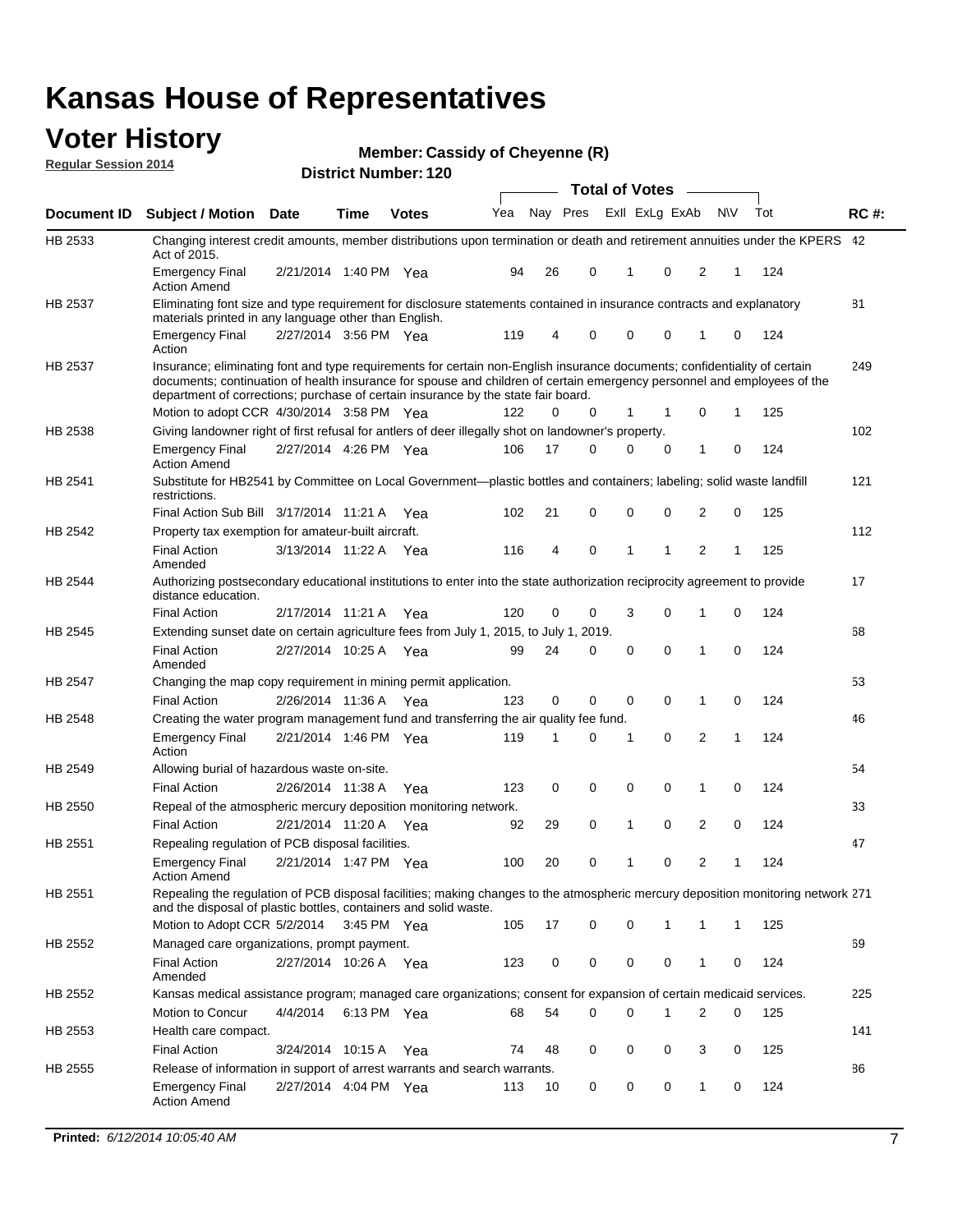# Kansas House of Representatives

## Voter History

**Regular Session 2014**

**Member: Cassidy of Cheyenne (R)**

**District Number: 120**

| Document ID | Subject / Motion | Date | Time | Votes | Yea | Nay | Pres | ExII | ExLg | ExAb | N\V | Tot | RC #: |
|---|---|---|---|---|---|---|---|---|---|---|---|---|---|
| HB 2533 | Changing interest credit amounts, member distributions upon termination or death and retirement annuities under the KPERS Act of 2015. | | | | | | | | | | | | 42 |
| | Emergency Final Action Amend | 2/21/2014 | 1:40 PM | Yea | 94 | 26 | 0 | 1 | 0 | 2 | 1 | 124 | |
| HB 2537 | Eliminating font size and type requirement for disclosure statements contained in insurance contracts and explanatory materials printed in any language other than English. | | | | | | | | | | | | 81 |
| | Emergency Final Action | 2/27/2014 | 3:56 PM | Yea | 119 | 4 | 0 | 0 | 0 | 1 | 0 | 124 | |
| HB 2537 | Insurance; eliminating font and type requirements for certain non-English insurance documents; confidentiality of certain documents; continuation of health insurance for spouse and children of certain emergency personnel and employees of the department of corrections; purchase of certain insurance by the state fair board. | | | | | | | | | | | | 249 |
| | Motion to adopt CCR | 4/30/2014 | 3:58 PM | Yea | 122 | 0 | 0 | 1 | 1 | 0 | 1 | 125 | |
| HB 2538 | Giving landowner right of first refusal for antlers of deer illegally shot on landowner's property. | | | | | | | | | | | | 102 |
| | Emergency Final Action Amend | 2/27/2014 | 4:26 PM | Yea | 106 | 17 | 0 | 0 | 0 | 1 | 0 | 124 | |
| HB 2541 | Substitute for HB2541 by Committee on Local Government—plastic bottles and containers; labeling; solid waste landfill restrictions. | | | | | | | | | | | | 121 |
| | Final Action Sub Bill | 3/17/2014 | 11:21 A | Yea | 102 | 21 | 0 | 0 | 0 | 2 | 0 | 125 | |
| HB 2542 | Property tax exemption for amateur-built aircraft. | | | | | | | | | | | | 112 |
| | Final Action Amended | 3/13/2014 | 11:22 A | Yea | 116 | 4 | 0 | 1 | 1 | 2 | 1 | 125 | |
| HB 2544 | Authorizing postsecondary educational institutions to enter into the state authorization reciprocity agreement to provide distance education. | | | | | | | | | | | | 17 |
| | Final Action | 2/17/2014 | 11:21 A | Yea | 120 | 0 | 0 | 3 | 0 | 1 | 0 | 124 | |
| HB 2545 | Extending sunset date on certain agriculture fees from July 1, 2015, to July 1, 2019. | | | | | | | | | | | | 68 |
| | Final Action Amended | 2/27/2014 | 10:25 A | Yea | 99 | 24 | 0 | 0 | 0 | 1 | 0 | 124 | |
| HB 2547 | Changing the map copy requirement in mining permit application. | | | | | | | | | | | | 53 |
| | Final Action | 2/26/2014 | 11:36 A | Yea | 123 | 0 | 0 | 0 | 0 | 1 | 0 | 124 | |
| HB 2548 | Creating the water program management fund and transferring the air quality fee fund. | | | | | | | | | | | | 46 |
| | Emergency Final Action | 2/21/2014 | 1:46 PM | Yea | 119 | 1 | 0 | 1 | 0 | 2 | 1 | 124 | |
| HB 2549 | Allowing burial of hazardous waste on-site. | | | | | | | | | | | | 54 |
| | Final Action | 2/26/2014 | 11:38 A | Yea | 123 | 0 | 0 | 0 | 0 | 1 | 0 | 124 | |
| HB 2550 | Repeal of the atmospheric mercury deposition monitoring network. | | | | | | | | | | | | 33 |
| | Final Action | 2/21/2014 | 11:20 A | Yea | 92 | 29 | 0 | 1 | 0 | 2 | 0 | 124 | |
| HB 2551 | Repealing regulation of PCB disposal facilities. | | | | | | | | | | | | 47 |
| | Emergency Final Action Amend | 2/21/2014 | 1:47 PM | Yea | 100 | 20 | 0 | 1 | 0 | 2 | 1 | 124 | |
| HB 2551 | Repealing the regulation of PCB disposal facilities; making changes to the atmospheric mercury deposition monitoring network and the disposal of plastic bottles, containers and solid waste. | | | | | | | | | | | | 271 |
| | Motion to Adopt CCR | 5/2/2014 | 3:45 PM | Yea | 105 | 17 | 0 | 0 | 1 | 1 | 1 | 125 | |
| HB 2552 | Managed care organizations, prompt payment. | | | | | | | | | | | | 69 |
| | Final Action Amended | 2/27/2014 | 10:26 A | Yea | 123 | 0 | 0 | 0 | 0 | 1 | 0 | 124 | |
| HB 2552 | Kansas medical assistance program; managed care organizations; consent for expansion of certain medicaid services. | | | | | | | | | | | | 225 |
| | Motion to Concur | 4/4/2014 | 6:13 PM | Yea | 68 | 54 | 0 | 0 | 1 | 2 | 0 | 125 | |
| HB 2553 | Health care compact. | | | | | | | | | | | | 141 |
| | Final Action | 3/24/2014 | 10:15 A | Yea | 74 | 48 | 0 | 0 | 0 | 3 | 0 | 125 | |
| HB 2555 | Release of information in support of arrest warrants and search warrants. | | | | | | | | | | | | 86 |
| | Emergency Final Action Amend | 2/27/2014 | 4:04 PM | Yea | 113 | 10 | 0 | 0 | 0 | 1 | 0 | 124 | |

**Printed:** *6/12/2014 10:05:40 AM*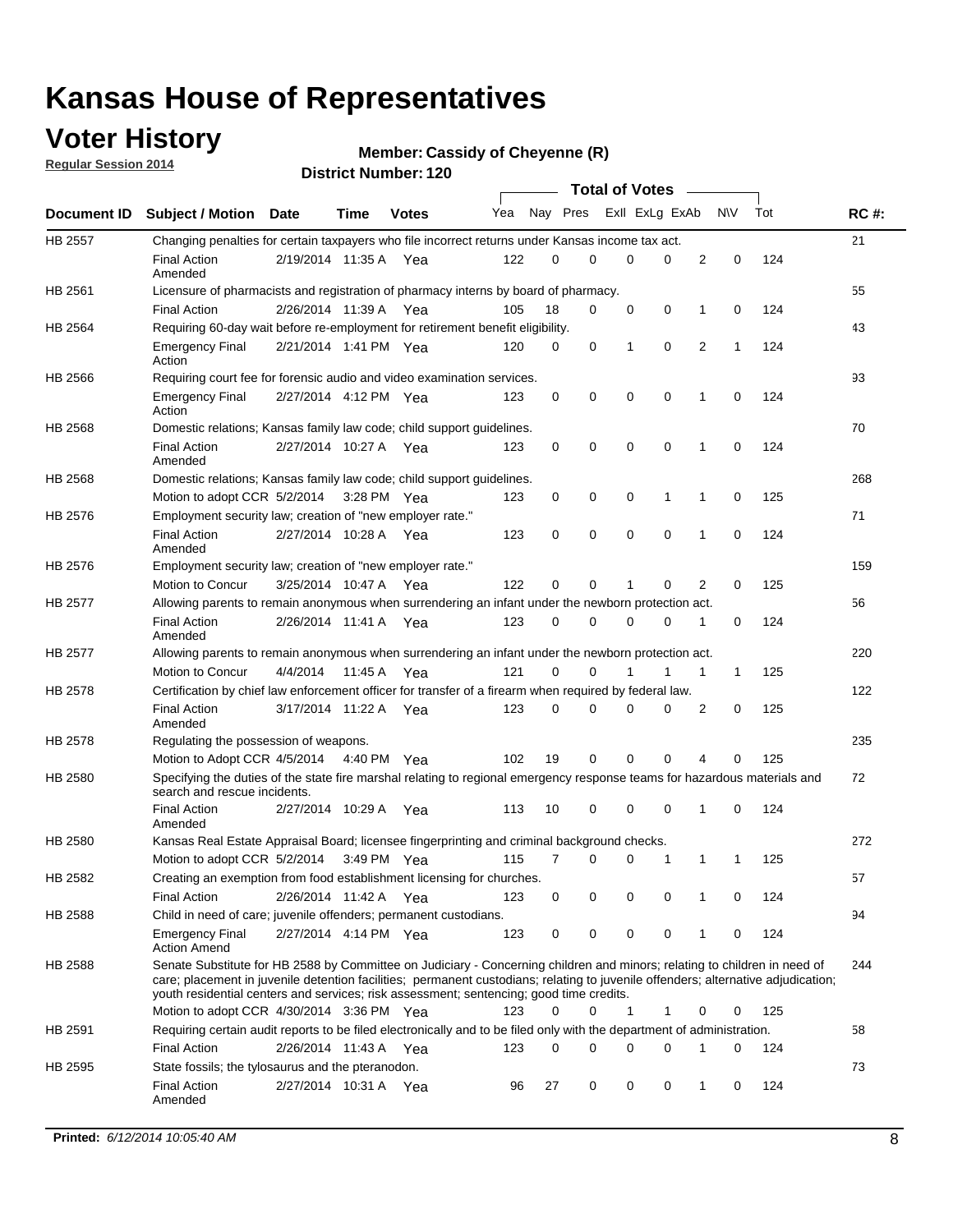# Kansas House of Representatives

## Voter History

**Regular Session 2014**

**Member: Cassidy of Cheyenne (R)**

**District Number: 120**

| Document ID | Subject / Motion | Date | Time | Votes | Yea | Nay | Pres | ExII | ExLg | ExAb | N\V | Tot | RC #: |
|---|---|---|---|---|---|---|---|---|---|---|---|---|---|
| HB 2557 | Changing penalties for certain taxpayers who file incorrect returns under Kansas income tax act. | | | | | | | | | | | | 21 |
| | Final Action Amended | 2/19/2014 | 11:35 A | Yea | 122 | 0 | 0 | 0 | 0 | 2 | 0 | 124 | |
| HB 2561 | Licensure of pharmacists and registration of pharmacy interns by board of pharmacy. | | | | | | | | | | | | 55 |
| | Final Action | 2/26/2014 | 11:39 A | Yea | 105 | 18 | 0 | 0 | 0 | 1 | 0 | 124 | |
| HB 2564 | Requiring 60-day wait before re-employment for retirement benefit eligibility. | | | | | | | | | | | | 43 |
| | Emergency Final Action | 2/21/2014 | 1:41 PM | Yea | 120 | 0 | 0 | 1 | 0 | 2 | 1 | 124 | |
| HB 2566 | Requiring court fee for forensic audio and video examination services. | | | | | | | | | | | | 93 |
| | Emergency Final Action | 2/27/2014 | 4:12 PM | Yea | 123 | 0 | 0 | 0 | 0 | 1 | 0 | 124 | |
| HB 2568 | Domestic relations; Kansas family law code; child support guidelines. | | | | | | | | | | | | 70 |
| | Final Action Amended | 2/27/2014 | 10:27 A | Yea | 123 | 0 | 0 | 0 | 0 | 1 | 0 | 124 | |
| HB 2568 | Domestic relations; Kansas family law code; child support guidelines. | | | | | | | | | | | | 268 |
| | Motion to adopt CCR | 5/2/2014 | 3:28 PM | Yea | 123 | 0 | 0 | 0 | 1 | 1 | 0 | 125 | |
| HB 2576 | Employment security law; creation of "new employer rate." | | | | | | | | | | | | 71 |
| | Final Action Amended | 2/27/2014 | 10:28 A | Yea | 123 | 0 | 0 | 0 | 0 | 1 | 0 | 124 | |
| HB 2576 | Employment security law; creation of "new employer rate." | | | | | | | | | | | | 159 |
| | Motion to Concur | 3/25/2014 | 10:47 A | Yea | 122 | 0 | 0 | 1 | 0 | 2 | 0 | 125 | |
| HB 2577 | Allowing parents to remain anonymous when surrendering an infant under the newborn protection act. | | | | | | | | | | | | 56 |
| | Final Action Amended | 2/26/2014 | 11:41 A | Yea | 123 | 0 | 0 | 0 | 0 | 1 | 0 | 124 | |
| HB 2577 | Allowing parents to remain anonymous when surrendering an infant under the newborn protection act. | | | | | | | | | | | | 220 |
| | Motion to Concur | 4/4/2014 | 11:45 A | Yea | 121 | 0 | 0 | 1 | 1 | 1 | 1 | 125 | |
| HB 2578 | Certification by chief law enforcement officer for transfer of a firearm when required by federal law. | | | | | | | | | | | | 122 |
| | Final Action Amended | 3/17/2014 | 11:22 A | Yea | 123 | 0 | 0 | 0 | 0 | 2 | 0 | 125 | |
| HB 2578 | Regulating the possession of weapons. | | | | | | | | | | | | 235 |
| | Motion to Adopt CCR | 4/5/2014 | 4:40 PM | Yea | 102 | 19 | 0 | 0 | 0 | 4 | 0 | 125 | |
| HB 2580 | Specifying the duties of the state fire marshal relating to regional emergency response teams for hazardous materials and search and rescue incidents. | | | | | | | | | | | | 72 |
| | Final Action Amended | 2/27/2014 | 10:29 A | Yea | 113 | 10 | 0 | 0 | 0 | 1 | 0 | 124 | |
| HB 2580 | Kansas Real Estate Appraisal Board; licensee fingerprinting and criminal background checks. | | | | | | | | | | | | 272 |
| | Motion to adopt CCR | 5/2/2014 | 3:49 PM | Yea | 115 | 7 | 0 | 0 | 1 | 1 | 1 | 125 | |
| HB 2582 | Creating an exemption from food establishment licensing for churches. | | | | | | | | | | | | 57 |
| | Final Action | 2/26/2014 | 11:42 A | Yea | 123 | 0 | 0 | 0 | 0 | 1 | 0 | 124 | |
| HB 2588 | Child in need of care; juvenile offenders; permanent custodians. | | | | | | | | | | | | 94 |
| | Emergency Final Action Amend | 2/27/2014 | 4:14 PM | Yea | 123 | 0 | 0 | 0 | 0 | 1 | 0 | 124 | |
| HB 2588 | Senate Substitute for HB 2588 by Committee on Judiciary - Concerning children and minors; relating to children in need of care; placement in juvenile detention facilities; permanent custodians; relating to juvenile offenders; alternative adjudication; youth residential centers and services; risk assessment; sentencing; good time credits. | | | | | | | | | | | | 244 |
| | Motion to adopt CCR | 4/30/2014 | 3:36 PM | Yea | 123 | 0 | 0 | 1 | 1 | 0 | 0 | 125 | |
| HB 2591 | Requiring certain audit reports to be filed electronically and to be filed only with the department of administration. | | | | | | | | | | | | 58 |
| | Final Action | 2/26/2014 | 11:43 A | Yea | 123 | 0 | 0 | 0 | 0 | 1 | 0 | 124 | |
| HB 2595 | State fossils; the tylosaurus and the pteranodon. | | | | | | | | | | | | 73 |
| | Final Action Amended | 2/27/2014 | 10:31 A | Yea | 96 | 27 | 0 | 0 | 0 | 1 | 0 | 124 | |

**Printed:** *6/12/2014 10:05:40 AM*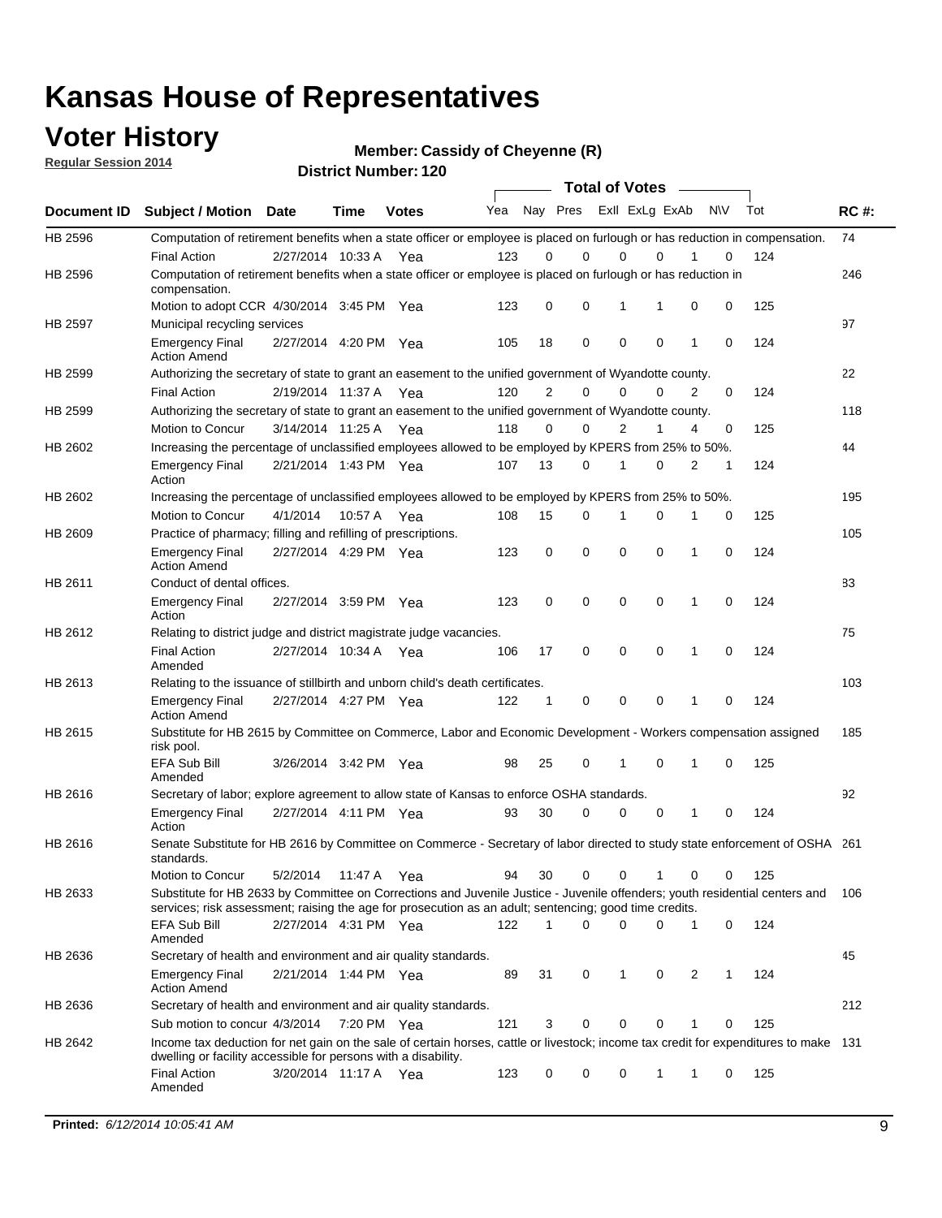# Kansas House of Representatives

## Voter History

**Regular Session 2014**

**Member: Cassidy of Cheyenne (R)**

**District Number: 120**

| Document ID | Subject / Motion | Date | Time | Votes | Yea | Nay | Pres | ExII | ExLg | ExAb | N\V | Tot | RC #: |
|---|---|---|---|---|---|---|---|---|---|---|---|---|---|
| HB 2596 | Computation of retirement benefits when a state officer or employee is placed on furlough or has reduction in compensation. | | | | | | | | | | | | 74 |
| | Final Action | 2/27/2014 | 10:33 A | Yea | 123 | 0 | 0 | 0 | 0 | 1 | 0 | 124 | |
| HB 2596 | Computation of retirement benefits when a state officer or employee is placed on furlough or has reduction in compensation. | | | | | | | | | | | | 246 |
| | Motion to adopt CCR | 4/30/2014 | 3:45 PM | Yea | 123 | 0 | 0 | 1 | 1 | 0 | 0 | 125 | |
| HB 2597 | Municipal recycling services | | | | | | | | | | | | 97 |
| | Emergency Final Action Amend | 2/27/2014 | 4:20 PM | Yea | 105 | 18 | 0 | 0 | 0 | 1 | 0 | 124 | |
| HB 2599 | Authorizing the secretary of state to grant an easement to the unified government of Wyandotte county. | | | | | | | | | | | | 22 |
| | Final Action | 2/19/2014 | 11:37 A | Yea | 120 | 2 | 0 | 0 | 0 | 2 | 0 | 124 | |
| HB 2599 | Authorizing the secretary of state to grant an easement to the unified government of Wyandotte county. | | | | | | | | | | | | 118 |
| | Motion to Concur | 3/14/2014 | 11:25 A | Yea | 118 | 0 | 0 | 2 | 1 | 4 | 0 | 125 | |
| HB 2602 | Increasing the percentage of unclassified employees allowed to be employed by KPERS from 25% to 50%. | | | | | | | | | | | | 44 |
| | Emergency Final Action | 2/21/2014 | 1:43 PM | Yea | 107 | 13 | 0 | 1 | 0 | 2 | 1 | 124 | |
| HB 2602 | Increasing the percentage of unclassified employees allowed to be employed by KPERS from 25% to 50%. | | | | | | | | | | | | 195 |
| | Motion to Concur | 4/1/2014 | 10:57 A | Yea | 108 | 15 | 0 | 1 | 0 | 1 | 0 | 125 | |
| HB 2609 | Practice of pharmacy; filling and refilling of prescriptions. | | | | | | | | | | | | 105 |
| | Emergency Final Action Amend | 2/27/2014 | 4:29 PM | Yea | 123 | 0 | 0 | 0 | 0 | 1 | 0 | 124 | |
| HB 2611 | Conduct of dental offices. | | | | | | | | | | | | 83 |
| | Emergency Final Action | 2/27/2014 | 3:59 PM | Yea | 123 | 0 | 0 | 0 | 0 | 1 | 0 | 124 | |
| HB 2612 | Relating to district judge and district magistrate judge vacancies. | | | | | | | | | | | | 75 |
| | Final Action Amended | 2/27/2014 | 10:34 A | Yea | 106 | 17 | 0 | 0 | 0 | 1 | 0 | 124 | |
| HB 2613 | Relating to the issuance of stillbirth and unborn child's death certificates. | | | | | | | | | | | | 103 |
| | Emergency Final Action Amend | 2/27/2014 | 4:27 PM | Yea | 122 | 1 | 0 | 0 | 0 | 1 | 0 | 124 | |
| HB 2615 | Substitute for HB 2615 by Committee on Commerce, Labor and Economic Development - Workers compensation assigned risk pool. | | | | | | | | | | | | 185 |
| | EFA Sub Bill Amended | 3/26/2014 | 3:42 PM | Yea | 98 | 25 | 0 | 1 | 0 | 1 | 0 | 125 | |
| HB 2616 | Secretary of labor; explore agreement to allow state of Kansas to enforce OSHA standards. | | | | | | | | | | | | 92 |
| | Emergency Final Action | 2/27/2014 | 4:11 PM | Yea | 93 | 30 | 0 | 0 | 0 | 1 | 0 | 124 | |
| HB 2616 | Senate Substitute for HB 2616 by Committee on Commerce - Secretary of labor directed to study state enforcement of OSHA standards. | | | | | | | | | | | | 261 |
| | Motion to Concur | 5/2/2014 | 11:47 A | Yea | 94 | 30 | 0 | 0 | 1 | 0 | 0 | 125 | |
| HB 2633 | Substitute for HB 2633 by Committee on Corrections and Juvenile Justice - Juvenile offenders; youth residential centers and services; risk assessment; raising the age for prosecution as an adult; sentencing; good time credits. | | | | | | | | | | | | 106 |
| | EFA Sub Bill Amended | 2/27/2014 | 4:31 PM | Yea | 122 | 1 | 0 | 0 | 0 | 1 | 0 | 124 | |
| HB 2636 | Secretary of health and environment and air quality standards. | | | | | | | | | | | | 45 |
| | Emergency Final Action Amend | 2/21/2014 | 1:44 PM | Yea | 89 | 31 | 0 | 1 | 0 | 2 | 1 | 124 | |
| HB 2636 | Secretary of health and environment and air quality standards. | | | | | | | | | | | | 212 |
| | Sub motion to concur | 4/3/2014 | 7:20 PM | Yea | 121 | 3 | 0 | 0 | 0 | 1 | 0 | 125 | |
| HB 2642 | Income tax deduction for net gain on the sale of certain horses, cattle or livestock; income tax credit for expenditures to make dwelling or facility accessible for persons with a disability. | | | | | | | | | | | | 131 |
| | Final Action Amended | 3/20/2014 | 11:17 A | Yea | 123 | 0 | 0 | 0 | 1 | 1 | 0 | 125 | |

**Printed:** 6/12/2014 10:05:41 AM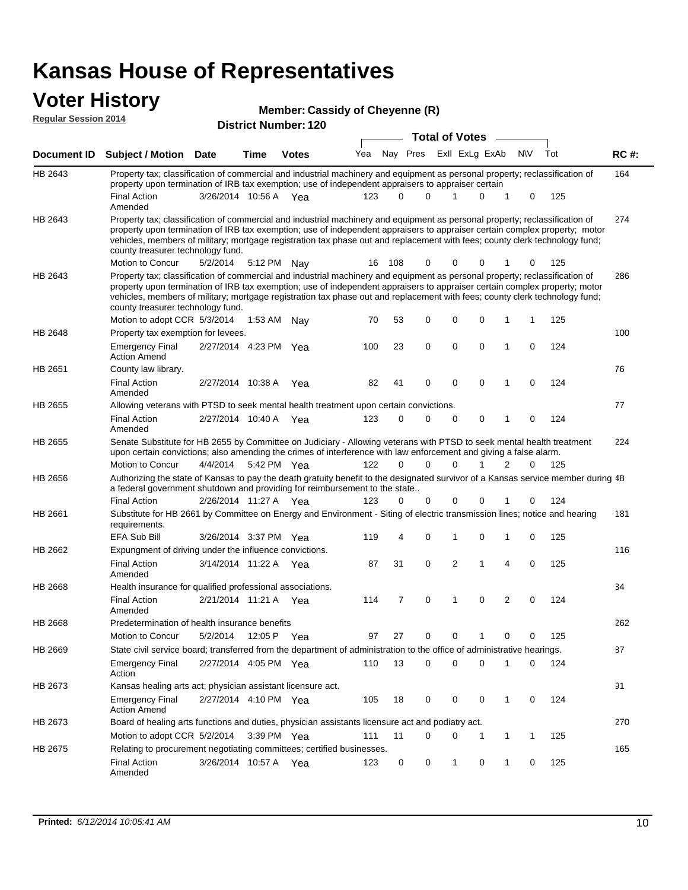# Kansas House of Representatives

## Voter History

**Regular Session 2014**

**Member: Cassidy of Cheyenne (R)**

**District Number: 120**

| Document ID | Subject / Motion | Date | Time | Votes | Yea | Nay | Pres | ExII | ExLg | ExAb | N\V | Tot | RC #: |
|---|---|---|---|---|---|---|---|---|---|---|---|---|---|
| HB 2643 | Property tax; classification of commercial and industrial machinery and equipment as personal property; reclassification of property upon termination of IRB tax exemption; use of independent appraisers to appraiser certain | | | | | | | | | | | | 164 |
| | Final Action Amended | 3/26/2014 | 10:56 A | Yea | 123 | 0 | 0 | 1 | 0 | 1 | 0 | 125 | |
| HB 2643 | Property tax; classification of commercial and industrial machinery and equipment as personal property; reclassification of property upon termination of IRB tax exemption; use of independent appraisers to appraiser certain complex property; motor vehicles, members of military; mortgage registration tax phase out and replacement with fees; county clerk technology fund; county treasurer technology fund. | | | | | | | | | | | | 274 |
| | Motion to Concur | 5/2/2014 | 5:12 PM | Nay | 16 | 108 | 0 | 0 | 0 | 1 | 0 | 125 | |
| HB 2643 | Property tax; classification of commercial and industrial machinery and equipment as personal property; reclassification of property upon termination of IRB tax exemption; use of independent appraisers to appraiser certain complex property; motor vehicles, members of military; mortgage registration tax phase out and replacement with fees; county clerk technology fund; county treasurer technology fund. | | | | | | | | | | | | 286 |
| | Motion to adopt CCR | 5/3/2014 | 1:53 AM | Nay | 70 | 53 | 0 | 0 | 0 | 1 | 1 | 125 | |
| HB 2648 | Property tax exemption for levees. | | | | | | | | | | | | 100 |
| | Emergency Final Action Amend | 2/27/2014 | 4:23 PM | Yea | 100 | 23 | 0 | 0 | 0 | 1 | 0 | 124 | |
| HB 2651 | County law library. | | | | | | | | | | | | 76 |
| | Final Action Amended | 2/27/2014 | 10:38 A | Yea | 82 | 41 | 0 | 0 | 0 | 1 | 0 | 124 | |
| HB 2655 | Allowing veterans with PTSD to seek mental health treatment upon certain convictions. | | | | | | | | | | | | 77 |
| | Final Action Amended | 2/27/2014 | 10:40 A | Yea | 123 | 0 | 0 | 0 | 0 | 1 | 0 | 124 | |
| HB 2655 | Senate Substitute for HB 2655 by Committee on Judiciary - Allowing veterans with PTSD to seek mental health treatment upon certain convictions; also amending the crimes of interference with law enforcement and giving a false alarm. | | | | | | | | | | | | 224 |
| | Motion to Concur | 4/4/2014 | 5:42 PM | Yea | 122 | 0 | 0 | 0 | 1 | 2 | 0 | 125 | |
| HB 2656 | Authorizing the state of Kansas to pay the death gratuity benefit to the designated survivor of a Kansas service member during a federal government shutdown and providing for reimbursement to the state.. | | | | | | | | | | | | 48 |
| | Final Action | 2/26/2014 | 11:27 A | Yea | 123 | 0 | 0 | 0 | 0 | 1 | 0 | 124 | |
| HB 2661 | Substitute for HB 2661 by Committee on Energy and Environment - Siting of electric transmission lines; notice and hearing requirements. | | | | | | | | | | | | 181 |
| | EFA Sub Bill | 3/26/2014 | 3:37 PM | Yea | 119 | 4 | 0 | 1 | 0 | 1 | 0 | 125 | |
| HB 2662 | Expungment of driving under the influence convictions. | | | | | | | | | | | | 116 |
| | Final Action Amended | 3/14/2014 | 11:22 A | Yea | 87 | 31 | 0 | 2 | 1 | 4 | 0 | 125 | |
| HB 2668 | Health insurance for qualified professional associations. | | | | | | | | | | | | 34 |
| | Final Action Amended | 2/21/2014 | 11:21 A | Yea | 114 | 7 | 0 | 1 | 0 | 2 | 0 | 124 | |
| HB 2668 | Predetermination of health insurance benefits | | | | | | | | | | | | 262 |
| | Motion to Concur | 5/2/2014 | 12:05 P | Yea | 97 | 27 | 0 | 0 | 1 | 0 | 0 | 125 | |
| HB 2669 | State civil service board; transferred from the department of administration to the office of administrative hearings. | | | | | | | | | | | | 87 |
| | Emergency Final Action | 2/27/2014 | 4:05 PM | Yea | 110 | 13 | 0 | 0 | 0 | 1 | 0 | 124 | |
| HB 2673 | Kansas healing arts act; physician assistant licensure act. | | | | | | | | | | | | 91 |
| | Emergency Final Action Amend | 2/27/2014 | 4:10 PM | Yea | 105 | 18 | 0 | 0 | 0 | 1 | 0 | 124 | |
| HB 2673 | Board of healing arts functions and duties, physician assistants licensure act and podiatry act. | | | | | | | | | | | | 270 |
| | Motion to adopt CCR | 5/2/2014 | 3:39 PM | Yea | 111 | 11 | 0 | 0 | 1 | 1 | 1 | 125 | |
| HB 2675 | Relating to procurement negotiating committees; certified businesses. | | | | | | | | | | | | 165 |
| | Final Action Amended | 3/26/2014 | 10:57 A | Yea | 123 | 0 | 0 | 1 | 0 | 1 | 0 | 125 | |

**Printed:** *6/12/2014 10:05:41 AM*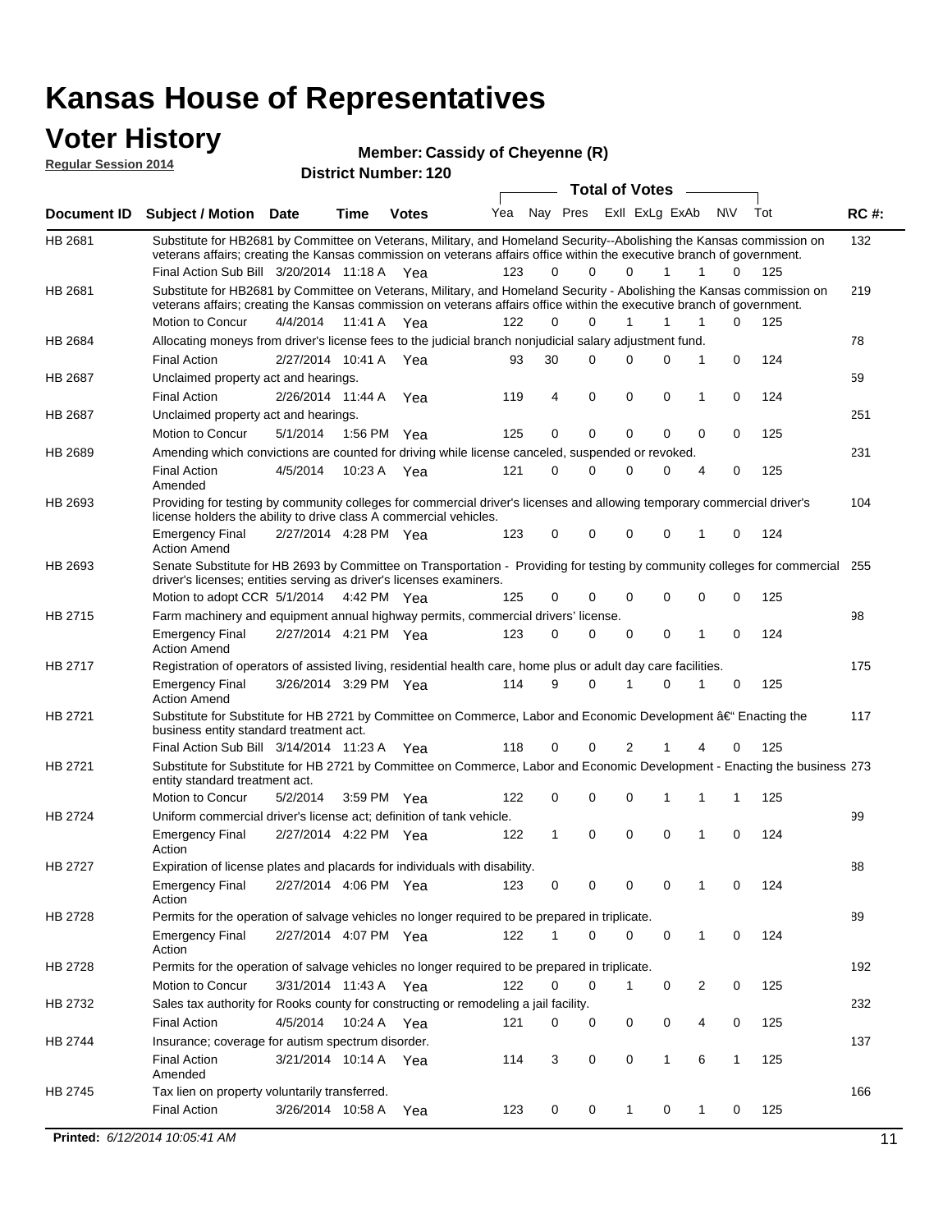# Kansas House of Representatives

## Voter History

**Regular Session 2014**

**Member: Cassidy of Cheyenne (R)**

**District Number: 120**

| Document ID | Subject / Motion | Date | Time | Votes | Yea | Nay | Pres | ExII | ExLg | ExAb | N\V | Tot | RC #: |
|---|---|---|---|---|---|---|---|---|---|---|---|---|---|
| HB 2681 | Substitute for HB2681 by Committee on Veterans, Military, and Homeland Security--Abolishing the Kansas commission on veterans affairs; creating the Kansas commission on veterans affairs office within the executive branch of government. | | | | | | | | | | | | 132 |
| | Final Action Sub Bill | 3/20/2014 | 11:18 A | Yea | 123 | 0 | 0 | 0 | 1 | 1 | 0 | 125 | |
| HB 2681 | Substitute for HB2681 by Committee on Veterans, Military, and Homeland Security - Abolishing the Kansas commission on veterans affairs; creating the Kansas commission on veterans affairs office within the executive branch of government. | | | | | | | | | | | | 219 |
| | Motion to Concur | 4/4/2014 | 11:41 A | Yea | 122 | 0 | 0 | 1 | 1 | 1 | 0 | 125 | |
| HB 2684 | Allocating moneys from driver's license fees to the judicial branch nonjudicial salary adjustment fund. | | | | | | | | | | | | 78 |
| | Final Action | 2/27/2014 | 10:41 A | Yea | 93 | 30 | 0 | 0 | 0 | 1 | 0 | 124 | |
| HB 2687 | Unclaimed property act and hearings. | | | | | | | | | | | | 59 |
| | Final Action | 2/26/2014 | 11:44 A | Yea | 119 | 4 | 0 | 0 | 0 | 1 | 0 | 124 | |
| HB 2687 | Unclaimed property act and hearings. | | | | | | | | | | | | 251 |
| | Motion to Concur | 5/1/2014 | 1:56 PM | Yea | 125 | 0 | 0 | 0 | 0 | 0 | 0 | 125 | |
| HB 2689 | Amending which convictions are counted for driving while license canceled, suspended or revoked. | | | | | | | | | | | | 231 |
| | Final Action Amended | 4/5/2014 | 10:23 A | Yea | 121 | 0 | 0 | 0 | 0 | 4 | 0 | 125 | |
| HB 2693 | Providing for testing by community colleges for commercial driver's licenses and allowing temporary commercial driver's license holders the ability to drive class A commercial vehicles. | | | | | | | | | | | | 104 |
| | Emergency Final Action Amend | 2/27/2014 | 4:28 PM | Yea | 123 | 0 | 0 | 0 | 0 | 1 | 0 | 124 | |
| HB 2693 | Senate Substitute for HB 2693 by Committee on Transportation - Providing for testing by community colleges for commercial driver's licenses; entities serving as driver's licenses examiners. | | | | | | | | | | | | 255 |
| | Motion to adopt CCR | 5/1/2014 | 4:42 PM | Yea | 125 | 0 | 0 | 0 | 0 | 0 | 0 | 125 | |
| HB 2715 | Farm machinery and equipment annual highway permits, commercial drivers' license. | | | | | | | | | | | | 98 |
| | Emergency Final Action Amend | 2/27/2014 | 4:21 PM | Yea | 123 | 0 | 0 | 0 | 0 | 1 | 0 | 124 | |
| HB 2717 | Registration of operators of assisted living, residential health care, home plus or adult day care facilities. | | | | | | | | | | | | 175 |
| | Emergency Final Action Amend | 3/26/2014 | 3:29 PM | Yea | 114 | 9 | 0 | 1 | 0 | 1 | 0 | 125 | |
| HB 2721 | Substitute for Substitute for HB 2721 by Committee on Commerce, Labor and Economic Development â€" Enacting the business entity standard treatment act. | | | | | | | | | | | | 117 |
| | Final Action Sub Bill | 3/14/2014 | 11:23 A | Yea | 118 | 0 | 0 | 2 | 1 | 4 | 0 | 125 | |
| HB 2721 | Substitute for Substitute for HB 2721 by Committee on Commerce, Labor and Economic Development - Enacting the business entity standard treatment act. | | | | | | | | | | | | 273 |
| | Motion to Concur | 5/2/2014 | 3:59 PM | Yea | 122 | 0 | 0 | 0 | 1 | 1 | 1 | 125 | |
| HB 2724 | Uniform commercial driver's license act; definition of tank vehicle. | | | | | | | | | | | | 99 |
| | Emergency Final Action | 2/27/2014 | 4:22 PM | Yea | 122 | 1 | 0 | 0 | 0 | 1 | 0 | 124 | |
| HB 2727 | Expiration of license plates and placards for individuals with disability. | | | | | | | | | | | | 88 |
| | Emergency Final Action | 2/27/2014 | 4:06 PM | Yea | 123 | 0 | 0 | 0 | 0 | 1 | 0 | 124 | |
| HB 2728 | Permits for the operation of salvage vehicles no longer required to be prepared in triplicate. | | | | | | | | | | | | 89 |
| | Emergency Final Action | 2/27/2014 | 4:07 PM | Yea | 122 | 1 | 0 | 0 | 0 | 1 | 0 | 124 | |
| HB 2728 | Permits for the operation of salvage vehicles no longer required to be prepared in triplicate. | | | | | | | | | | | | 192 |
| | Motion to Concur | 3/31/2014 | 11:43 A | Yea | 122 | 0 | 0 | 1 | 0 | 2 | 0 | 125 | |
| HB 2732 | Sales tax authority for Rooks county for constructing or remodeling a jail facility. | | | | | | | | | | | | 232 |
| | Final Action | 4/5/2014 | 10:24 A | Yea | 121 | 0 | 0 | 0 | 0 | 4 | 0 | 125 | |
| HB 2744 | Insurance; coverage for autism spectrum disorder. | | | | | | | | | | | | 137 |
| | Final Action Amended | 3/21/2014 | 10:14 A | Yea | 114 | 3 | 0 | 0 | 1 | 6 | 1 | 125 | |
| HB 2745 | Tax lien on property voluntarily transferred. | | | | | | | | | | | | 166 |
| | Final Action | 3/26/2014 | 10:58 A | Yea | 123 | 0 | 0 | 1 | 0 | 1 | 0 | 125 | |

**Printed:** *6/12/2014 10:05:41 AM*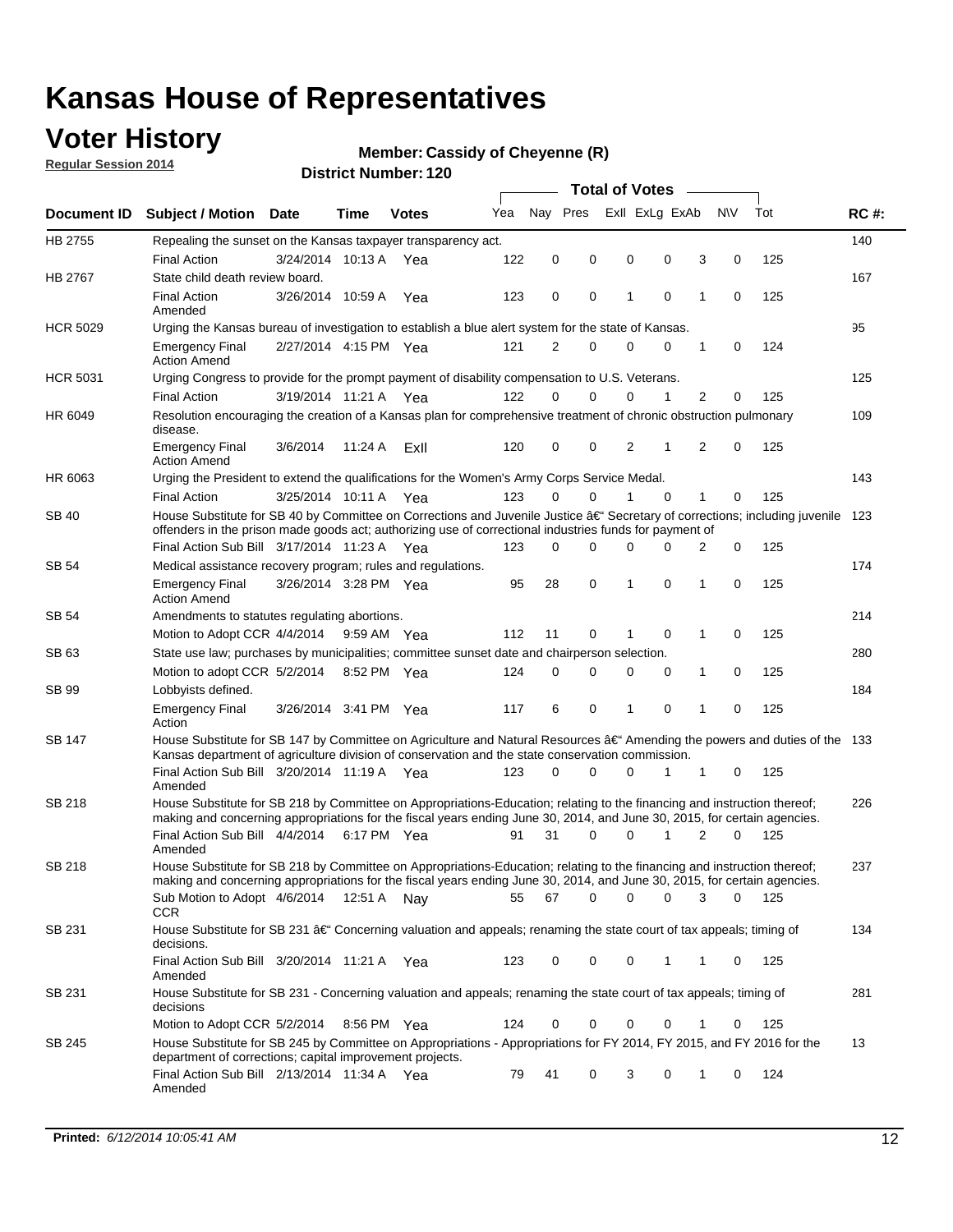# Kansas House of Representatives

## Voter History

**Regular Session 2014**

**Member: Cassidy of Cheyenne (R)**

**District Number: 120**

| Document ID | Subject / Motion | Date | Time | Votes | Yea | Nay | Pres | ExII | ExLg | ExAb | N\V | Tot | RC #: |
|---|---|---|---|---|---|---|---|---|---|---|---|---|---|
| HB 2755 | Repealing the sunset on the Kansas taxpayer transparency act. | | | | | | | | | | | | 140 |
| | Final Action | 3/24/2014 | 10:13 A | Yea | 122 | 0 | 0 | 0 | 0 | 3 | 0 | 125 | |
| HB 2767 | State child death review board. | | | | | | | | | | | | 167 |
| | Final Action Amended | 3/26/2014 | 10:59 A | Yea | 123 | 0 | 0 | 1 | 0 | 1 | 0 | 125 | |
| HCR 5029 | Urging the Kansas bureau of investigation to establish a blue alert system for the state of Kansas. | | | | | | | | | | | | 95 |
| | Emergency Final Action Amend | 2/27/2014 | 4:15 PM | Yea | 121 | 2 | 0 | 0 | 0 | 1 | 0 | 124 | |
| HCR 5031 | Urging Congress to provide for the prompt payment of disability compensation to U.S. Veterans. | | | | | | | | | | | | 125 |
| | Final Action | 3/19/2014 | 11:21 A | Yea | 122 | 0 | 0 | 0 | 1 | 2 | 0 | 125 | |
| HR 6049 | Resolution encouraging the creation of a Kansas plan for comprehensive treatment of chronic obstruction pulmonary disease. | | | | | | | | | | | | 109 |
| | Emergency Final Action Amend | 3/6/2014 | 11:24 A | ExII | 120 | 0 | 0 | 2 | 1 | 2 | 0 | 125 | |
| HR 6063 | Urging the President to extend the qualifications for the Women's Army Corps Service Medal. | | | | | | | | | | | | 143 |
| | Final Action | 3/25/2014 | 10:11 A | Yea | 123 | 0 | 0 | 1 | 0 | 1 | 0 | 125 | |
| SB 40 | House Substitute for SB 40 by Committee on Corrections and Juvenile Justice â€" Secretary of corrections; including juvenile offenders in the prison made goods act; authorizing use of correctional industries funds for payment of | | | | | | | | | | | | 123 |
| | Final Action Sub Bill | 3/17/2014 | 11:23 A | Yea | 123 | 0 | 0 | 0 | 0 | 2 | 0 | 125 | |
| SB 54 | Medical assistance recovery program; rules and regulations. | | | | | | | | | | | | 174 |
| | Emergency Final Action Amend | 3/26/2014 | 3:28 PM | Yea | 95 | 28 | 0 | 1 | 0 | 1 | 0 | 125 | |
| SB 54 | Amendments to statutes regulating abortions. | | | | | | | | | | | | 214 |
| | Motion to Adopt CCR | 4/4/2014 | 9:59 AM | Yea | 112 | 11 | 0 | 1 | 0 | 1 | 0 | 125 | |
| SB 63 | State use law; purchases by municipalities; committee sunset date and chairperson selection. | | | | | | | | | | | | 280 |
| | Motion to adopt CCR | 5/2/2014 | 8:52 PM | Yea | 124 | 0 | 0 | 0 | 0 | 1 | 0 | 125 | |
| SB 99 | Lobbyists defined. | | | | | | | | | | | | 184 |
| | Emergency Final Action | 3/26/2014 | 3:41 PM | Yea | 117 | 6 | 0 | 1 | 0 | 1 | 0 | 125 | |
| SB 147 | House Substitute for SB 147 by Committee on Agriculture and Natural Resources â€" Amending the powers and duties of the Kansas department of agriculture division of conservation and the state conservation commission. | | | | | | | | | | | | 133 |
| | Final Action Sub Bill Amended | 3/20/2014 | 11:19 A | Yea | 123 | 0 | 0 | 0 | 1 | 1 | 0 | 125 | |
| SB 218 | House Substitute for SB 218 by Committee on Appropriations-Education; relating to the financing and instruction thereof; making and concerning appropriations for the fiscal years ending June 30, 2014, and June 30, 2015, for certain agencies. | | | | | | | | | | | | 226 |
| | Final Action Sub Bill Amended | 4/4/2014 | 6:17 PM | Yea | 91 | 31 | 0 | 0 | 1 | 2 | 0 | 125 | |
| SB 218 | House Substitute for SB 218 by Committee on Appropriations-Education; relating to the financing and instruction thereof; making and concerning appropriations for the fiscal years ending June 30, 2014, and June 30, 2015, for certain agencies. | | | | | | | | | | | | 237 |
| | Sub Motion to Adopt CCR | 4/6/2014 | 12:51 A | Nay | 55 | 67 | 0 | 0 | 0 | 3 | 0 | 125 | |
| SB 231 | House Substitute for SB 231 â€" Concerning valuation and appeals; renaming the state court of tax appeals; timing of decisions. | | | | | | | | | | | | 134 |
| | Final Action Sub Bill Amended | 3/20/2014 | 11:21 A | Yea | 123 | 0 | 0 | 0 | 1 | 1 | 0 | 125 | |
| SB 231 | House Substitute for SB 231 - Concerning valuation and appeals; renaming the state court of tax appeals; timing of decisions | | | | | | | | | | | | 281 |
| | Motion to Adopt CCR | 5/2/2014 | 8:56 PM | Yea | 124 | 0 | 0 | 0 | 0 | 1 | 0 | 125 | |
| SB 245 | House Substitute for SB 245 by Committee on Appropriations - Appropriations for FY 2014, FY 2015, and FY 2016 for the department of corrections; capital improvement projects. | | | | | | | | | | | | 13 |
| | Final Action Sub Bill Amended | 2/13/2014 | 11:34 A | Yea | 79 | 41 | 0 | 3 | 0 | 1 | 0 | 124 | |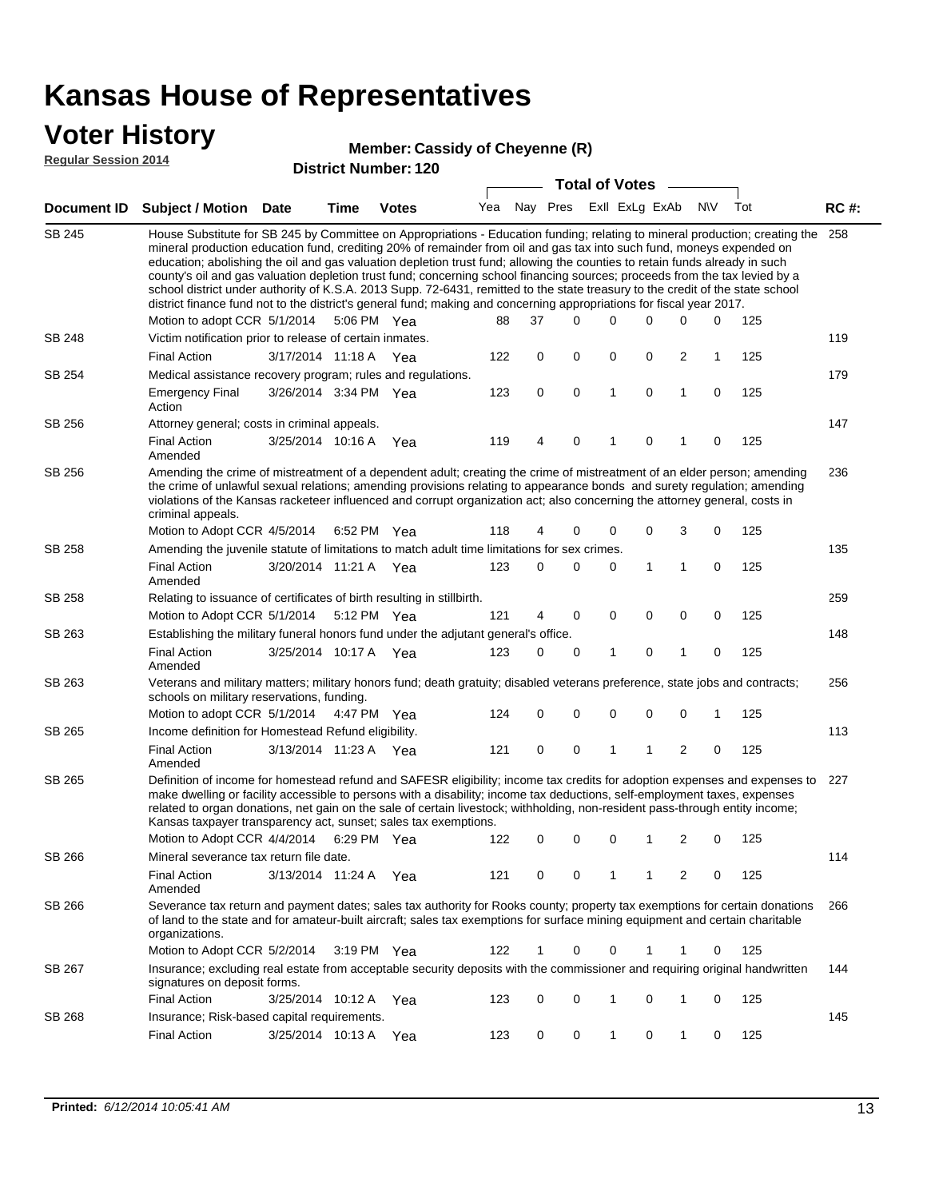# Kansas House of Representatives

## Voter History

**Regular Session 2014**

**Member: Cassidy of Cheyenne (R)**

**District Number: 120**

| Document ID | Subject / Motion | Date | Time | Votes | Yea | Nay | Pres | ExII | ExLg | ExAb | N\V | Tot | RC #: |
|---|---|---|---|---|---|---|---|---|---|---|---|---|---|
| SB 245 | House Substitute for SB 245 by Committee on Appropriations - Education funding; relating to mineral production; creating the mineral production education fund, crediting 20% of remainder from oil and gas tax into such fund, moneys expended on education; abolishing the oil and gas valuation depletion trust fund; allowing the counties to retain funds already in such county's oil and gas valuation depletion trust fund; concerning school financing sources; proceeds from the tax levied by a school district under authority of K.S.A. 2013 Supp. 72-6431, remitted to the state treasury to the credit of the state school district finance fund not to the district's general fund; making and concerning appropriations for fiscal year 2017. | | | | | | | | | | | | 258 |
| | Motion to adopt CCR | 5/1/2014 | 5:06 PM | Yea | 88 | 37 | 0 | 0 | 0 | 0 | 0 | 125 | |
| SB 248 | Victim notification prior to release of certain inmates. | | | | | | | | | | | | 119 |
| | Final Action | 3/17/2014 | 11:18 A | Yea | 122 | 0 | 0 | 0 | 0 | 2 | 1 | 125 | |
| SB 254 | Medical assistance recovery program; rules and regulations. | | | | | | | | | | | | 179 |
| | Emergency Final Action | 3/26/2014 | 3:34 PM | Yea | 123 | 0 | 0 | 1 | 0 | 1 | 0 | 125 | |
| SB 256 | Attorney general; costs in criminal appeals. | | | | | | | | | | | | 147 |
| | Final Action Amended | 3/25/2014 | 10:16 A | Yea | 119 | 4 | 0 | 1 | 0 | 1 | 0 | 125 | |
| SB 256 | Amending the crime of mistreatment of a dependent adult; creating the crime of mistreatment of an elder person; amending the crime of unlawful sexual relations; amending provisions relating to appearance bonds and surety regulation; amending violations of the Kansas racketeer influenced and corrupt organization act; also concerning the attorney general, costs in criminal appeals. | | | | | | | | | | | | 236 |
| | Motion to Adopt CCR | 4/5/2014 | 6:52 PM | Yea | 118 | 4 | 0 | 0 | 0 | 3 | 0 | 125 | |
| SB 258 | Amending the juvenile statute of limitations to match adult time limitations for sex crimes. | | | | | | | | | | | | 135 |
| | Final Action Amended | 3/20/2014 | 11:21 A | Yea | 123 | 0 | 0 | 0 | 1 | 1 | 0 | 125 | |
| SB 258 | Relating to issuance of certificates of birth resulting in stillbirth. | | | | | | | | | | | | 259 |
| | Motion to Adopt CCR | 5/1/2014 | 5:12 PM | Yea | 121 | 4 | 0 | 0 | 0 | 0 | 0 | 125 | |
| SB 263 | Establishing the military funeral honors fund under the adjutant general's office. | | | | | | | | | | | | 148 |
| | Final Action Amended | 3/25/2014 | 10:17 A | Yea | 123 | 0 | 0 | 1 | 0 | 1 | 0 | 125 | |
| SB 263 | Veterans and military matters; military honors fund; death gratuity; disabled veterans preference, state jobs and contracts; schools on military reservations, funding. | | | | | | | | | | | | 256 |
| | Motion to adopt CCR | 5/1/2014 | 4:47 PM | Yea | 124 | 0 | 0 | 0 | 0 | 0 | 1 | 125 | |
| SB 265 | Income definition for Homestead Refund eligibility. | | | | | | | | | | | | 113 |
| | Final Action Amended | 3/13/2014 | 11:23 A | Yea | 121 | 0 | 0 | 1 | 1 | 2 | 0 | 125 | |
| SB 265 | Definition of income for homestead refund and SAFESR eligibility; income tax credits for adoption expenses and expenses to make dwelling or facility accessible to persons with a disability; income tax deductions, self-employment taxes, expenses related to organ donations, net gain on the sale of certain livestock; withholding, non-resident pass-through entity income; Kansas taxpayer transparency act, sunset; sales tax exemptions. | | | | | | | | | | | | 227 |
| | Motion to Adopt CCR | 4/4/2014 | 6:29 PM | Yea | 122 | 0 | 0 | 0 | 1 | 2 | 0 | 125 | |
| SB 266 | Mineral severance tax return file date. | | | | | | | | | | | | 114 |
| | Final Action Amended | 3/13/2014 | 11:24 A | Yea | 121 | 0 | 0 | 1 | 1 | 2 | 0 | 125 | |
| SB 266 | Severance tax return and payment dates; sales tax authority for Rooks county; property tax exemptions for certain donations of land to the state and for amateur-built aircraft; sales tax exemptions for surface mining equipment and certain charitable organizations. | | | | | | | | | | | | 266 |
| | Motion to Adopt CCR | 5/2/2014 | 3:19 PM | Yea | 122 | 1 | 0 | 0 | 1 | 1 | 0 | 125 | |
| SB 267 | Insurance; excluding real estate from acceptable security deposits with the commissioner and requiring original handwritten signatures on deposit forms. | | | | | | | | | | | | 144 |
| | Final Action | 3/25/2014 | 10:12 A | Yea | 123 | 0 | 0 | 1 | 0 | 1 | 0 | 125 | |
| SB 268 | Insurance; Risk-based capital requirements. | | | | | | | | | | | | 145 |
| | Final Action | 3/25/2014 | 10:13 A | Yea | 123 | 0 | 0 | 1 | 0 | 1 | 0 | 125 | |

**Printed:** *6/12/2014 10:05:41 AM*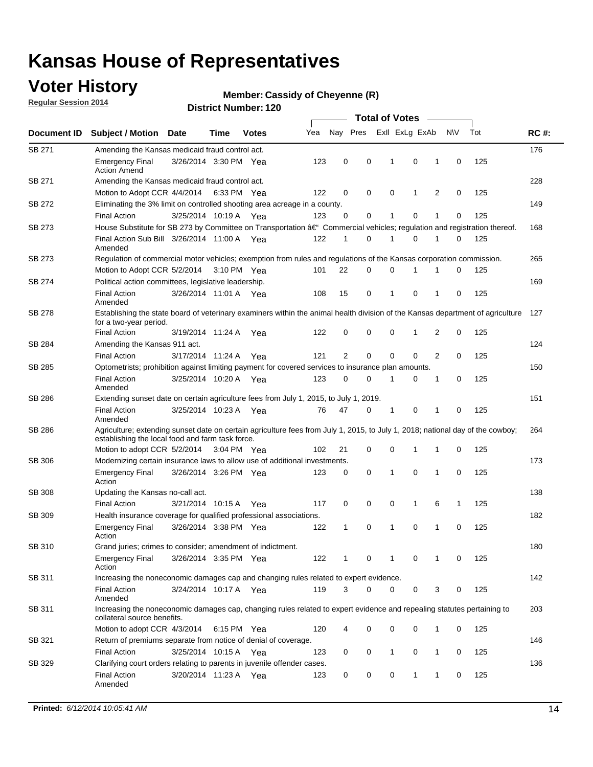# Kansas House of Representatives

## Voter History

**Regular Session 2014**

**Member: Cassidy of Cheyenne (R)**

**District Number: 120**

| Document ID | Subject / Motion | Date | Time | Votes | Yea | Nay | Pres | ExII | ExLg | ExAb | N\V | Tot | RC #: |
|---|---|---|---|---|---|---|---|---|---|---|---|---|---|
| SB 271 | Amending the Kansas medicaid fraud control act. | | | | | | | | | | | | 176 |
| | Emergency Final Action Amend | 3/26/2014 | 3:30 PM | Yea | 123 | 0 | 0 | 1 | 0 | 1 | 0 | 125 | |
| SB 271 | Amending the Kansas medicaid fraud control act. | | | | | | | | | | | | 228 |
| | Motion to Adopt CCR | 4/4/2014 | 6:33 PM | Yea | 122 | 0 | 0 | 0 | 1 | 2 | 0 | 125 | |
| SB 272 | Eliminating the 3% limit on controlled shooting area acreage in a county. | | | | | | | | | | | | 149 |
| | Final Action | 3/25/2014 | 10:19 A | Yea | 123 | 0 | 0 | 1 | 0 | 1 | 0 | 125 | |
| SB 273 | House Substitute for SB 273 by Committee on Transportation â€" Commercial vehicles; regulation and registration thereof. | | | | | | | | | | | | 168 |
| | Final Action Sub Bill Amended | 3/26/2014 | 11:00 A | Yea | 122 | 1 | 0 | 1 | 0 | 1 | 0 | 125 | |
| SB 273 | Regulation of commercial motor vehicles; exemption from rules and regulations of the Kansas corporation commission. | | | | | | | | | | | | 265 |
| | Motion to Adopt CCR | 5/2/2014 | 3:10 PM | Yea | 101 | 22 | 0 | 0 | 1 | 1 | 0 | 125 | |
| SB 274 | Political action committees, legislative leadership. | | | | | | | | | | | | 169 |
| | Final Action Amended | 3/26/2014 | 11:01 A | Yea | 108 | 15 | 0 | 1 | 0 | 1 | 0 | 125 | |
| SB 278 | Establishing the state board of veterinary examiners within the animal health division of the Kansas department of agriculture for a two-year period. | | | | | | | | | | | | 127 |
| | Final Action | 3/19/2014 | 11:24 A | Yea | 122 | 0 | 0 | 0 | 1 | 2 | 0 | 125 | |
| SB 284 | Amending the Kansas 911 act. | | | | | | | | | | | | 124 |
| | Final Action | 3/17/2014 | 11:24 A | Yea | 121 | 2 | 0 | 0 | 0 | 2 | 0 | 125 | |
| SB 285 | Optometrists; prohibition against limiting payment for covered services to insurance plan amounts. | | | | | | | | | | | | 150 |
| | Final Action Amended | 3/25/2014 | 10:20 A | Yea | 123 | 0 | 0 | 1 | 0 | 1 | 0 | 125 | |
| SB 286 | Extending sunset date on certain agriculture fees from July 1, 2015, to July 1, 2019. | | | | | | | | | | | | 151 |
| | Final Action Amended | 3/25/2014 | 10:23 A | Yea | 76 | 47 | 0 | 1 | 0 | 1 | 0 | 125 | |
| SB 286 | Agriculture; extending sunset date on certain agriculture fees from July 1, 2015, to July 1, 2018; national day of the cowboy; establishing the local food and farm task force. | | | | | | | | | | | | 264 |
| | Motion to adopt CCR | 5/2/2014 | 3:04 PM | Yea | 102 | 21 | 0 | 0 | 1 | 1 | 0 | 125 | |
| SB 306 | Modernizing certain insurance laws to allow use of additional investments. | | | | | | | | | | | | 173 |
| | Emergency Final Action | 3/26/2014 | 3:26 PM | Yea | 123 | 0 | 0 | 1 | 0 | 1 | 0 | 125 | |
| SB 308 | Updating the Kansas no-call act. | | | | | | | | | | | | 138 |
| | Final Action | 3/21/2014 | 10:15 A | Yea | 117 | 0 | 0 | 0 | 1 | 6 | 1 | 125 | |
| SB 309 | Health insurance coverage for qualified professional associations. | | | | | | | | | | | | 182 |
| | Emergency Final Action | 3/26/2014 | 3:38 PM | Yea | 122 | 1 | 0 | 1 | 0 | 1 | 0 | 125 | |
| SB 310 | Grand juries; crimes to consider; amendment of indictment. | | | | | | | | | | | | 180 |
| | Emergency Final Action | 3/26/2014 | 3:35 PM | Yea | 122 | 1 | 0 | 1 | 0 | 1 | 0 | 125 | |
| SB 311 | Increasing the noneconomic damages cap and changing rules related to expert evidence. | | | | | | | | | | | | 142 |
| | Final Action Amended | 3/24/2014 | 10:17 A | Yea | 119 | 3 | 0 | 0 | 0 | 3 | 0 | 125 | |
| SB 311 | Increasing the noneconomic damages cap, changing rules related to expert evidence and repealing statutes pertaining to collateral source benefits. | | | | | | | | | | | | 203 |
| | Motion to adopt CCR | 4/3/2014 | 6:15 PM | Yea | 120 | 4 | 0 | 0 | 0 | 1 | 0 | 125 | |
| SB 321 | Return of premiums separate from notice of denial of coverage. | | | | | | | | | | | | 146 |
| | Final Action | 3/25/2014 | 10:15 A | Yea | 123 | 0 | 0 | 1 | 0 | 1 | 0 | 125 | |
| SB 329 | Clarifying court orders relating to parents in juvenile offender cases. | | | | | | | | | | | | 136 |
| | Final Action Amended | 3/20/2014 | 11:23 A | Yea | 123 | 0 | 0 | 0 | 1 | 1 | 0 | 125 | |

**Printed:** *6/12/2014 10:05:41 AM*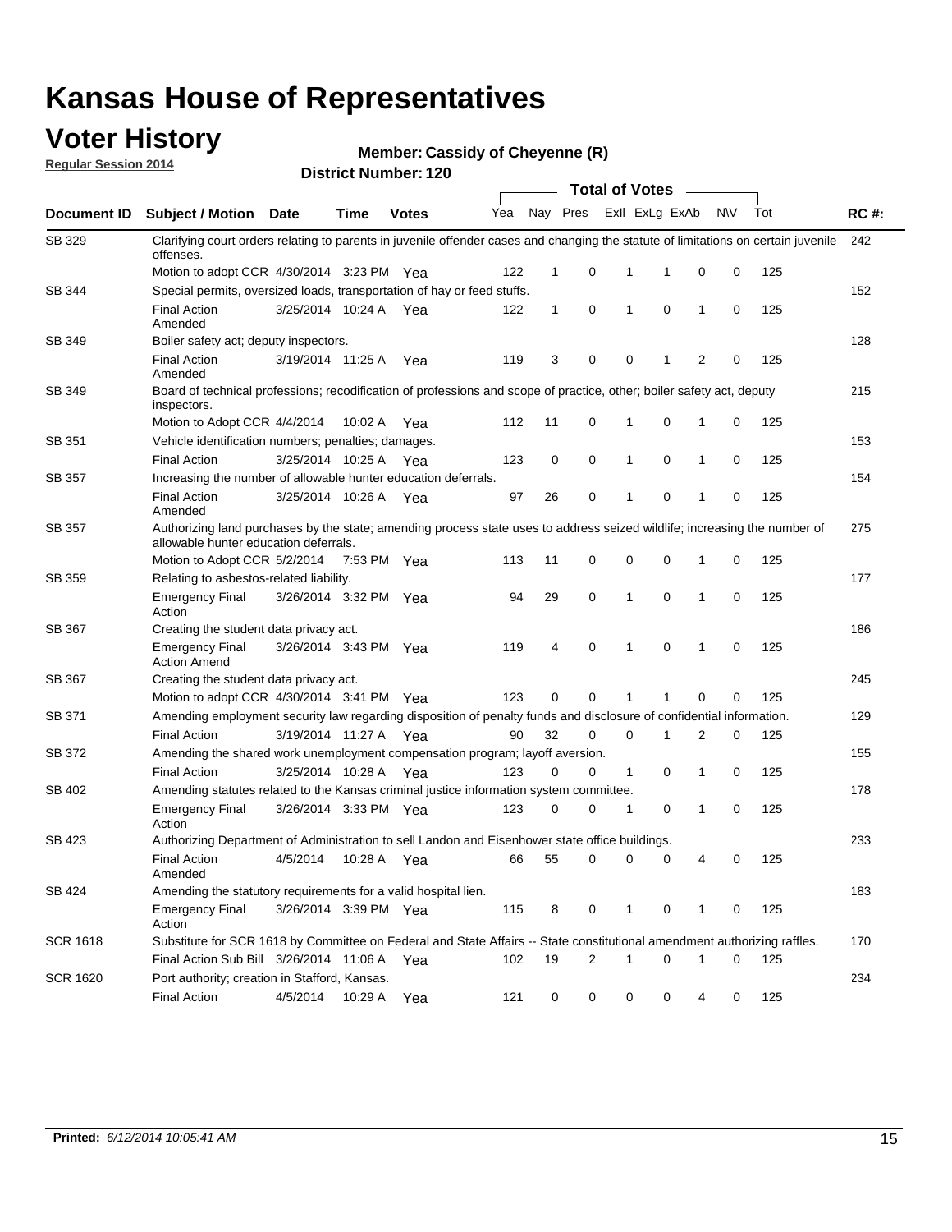# Kansas House of Representatives

## Voter History

**Regular Session 2014**

**Member: Cassidy of Cheyenne (R)**

**District Number: 120**

| Document ID | Subject / Motion | Date | Time | Votes | Yea | Nay | Pres | ExII | ExLg | ExAb | N\V | Tot | RC #: |
|---|---|---|---|---|---|---|---|---|---|---|---|---|---|
| SB 329 | Clarifying court orders relating to parents in juvenile offender cases and changing the statute of limitations on certain juvenile offenses. | | | | | | | | | | | | 242 |
| | Motion to adopt CCR | 4/30/2014 | 3:23 PM | Yea | 122 | 1 | 0 | 1 | 1 | 0 | 0 | 125 | |
| SB 344 | Special permits, oversized loads, transportation of hay or feed stuffs. | | | | | | | | | | | | 152 |
| | Final Action Amended | 3/25/2014 | 10:24 A | Yea | 122 | 1 | 0 | 1 | 0 | 1 | 0 | 125 | |
| SB 349 | Boiler safety act; deputy inspectors. | | | | | | | | | | | | 128 |
| | Final Action Amended | 3/19/2014 | 11:25 A | Yea | 119 | 3 | 0 | 0 | 1 | 2 | 0 | 125 | |
| SB 349 | Board of technical professions; recodification of professions and scope of practice, other; boiler safety act, deputy inspectors. | | | | | | | | | | | | 215 |
| | Motion to Adopt CCR | 4/4/2014 | 10:02 A | Yea | 112 | 11 | 0 | 1 | 0 | 1 | 0 | 125 | |
| SB 351 | Vehicle identification numbers; penalties; damages. | | | | | | | | | | | | 153 |
| | Final Action | 3/25/2014 | 10:25 A | Yea | 123 | 0 | 0 | 1 | 0 | 1 | 0 | 125 | |
| SB 357 | Increasing the number of allowable hunter education deferrals. | | | | | | | | | | | | 154 |
| | Final Action Amended | 3/25/2014 | 10:26 A | Yea | 97 | 26 | 0 | 1 | 0 | 1 | 0 | 125 | |
| SB 357 | Authorizing land purchases by the state; amending process state uses to address seized wildlife; increasing the number of allowable hunter education deferrals. | | | | | | | | | | | | 275 |
| | Motion to Adopt CCR | 5/2/2014 | 7:53 PM | Yea | 113 | 11 | 0 | 0 | 0 | 1 | 0 | 125 | |
| SB 359 | Relating to asbestos-related liability. | | | | | | | | | | | | 177 |
| | Emergency Final Action | 3/26/2014 | 3:32 PM | Yea | 94 | 29 | 0 | 1 | 0 | 1 | 0 | 125 | |
| SB 367 | Creating the student data privacy act. | | | | | | | | | | | | 186 |
| | Emergency Final Action Amend | 3/26/2014 | 3:43 PM | Yea | 119 | 4 | 0 | 1 | 0 | 1 | 0 | 125 | |
| SB 367 | Creating the student data privacy act. | | | | | | | | | | | | 245 |
| | Motion to adopt CCR | 4/30/2014 | 3:41 PM | Yea | 123 | 0 | 0 | 1 | 1 | 0 | 0 | 125 | |
| SB 371 | Amending employment security law regarding disposition of penalty funds and disclosure of confidential information. | | | | | | | | | | | | 129 |
| | Final Action | 3/19/2014 | 11:27 A | Yea | 90 | 32 | 0 | 0 | 1 | 2 | 0 | 125 | |
| SB 372 | Amending the shared work unemployment compensation program; layoff aversion. | | | | | | | | | | | | 155 |
| | Final Action | 3/25/2014 | 10:28 A | Yea | 123 | 0 | 0 | 1 | 0 | 1 | 0 | 125 | |
| SB 402 | Amending statutes related to the Kansas criminal justice information system committee. | | | | | | | | | | | | 178 |
| | Emergency Final Action | 3/26/2014 | 3:33 PM | Yea | 123 | 0 | 0 | 1 | 0 | 1 | 0 | 125 | |
| SB 423 | Authorizing Department of Administration to sell Landon and Eisenhower state office buildings. | | | | | | | | | | | | 233 |
| | Final Action Amended | 4/5/2014 | 10:28 A | Yea | 66 | 55 | 0 | 0 | 0 | 4 | 0 | 125 | |
| SB 424 | Amending the statutory requirements for a valid hospital lien. | | | | | | | | | | | | 183 |
| | Emergency Final Action | 3/26/2014 | 3:39 PM | Yea | 115 | 8 | 0 | 1 | 0 | 1 | 0 | 125 | |
| SCR 1618 | Substitute for SCR 1618 by Committee on Federal and State Affairs -- State constitutional amendment authorizing raffles. | | | | | | | | | | | | 170 |
| | Final Action Sub Bill | 3/26/2014 | 11:06 A | Yea | 102 | 19 | 2 | 1 | 0 | 1 | 0 | 125 | |
| SCR 1620 | Port authority; creation in Stafford, Kansas. | | | | | | | | | | | | 234 |
| | Final Action | 4/5/2014 | 10:29 A | Yea | 121 | 0 | 0 | 0 | 0 | 4 | 0 | 125 | |

**Printed:** *6/12/2014 10:05:41 AM*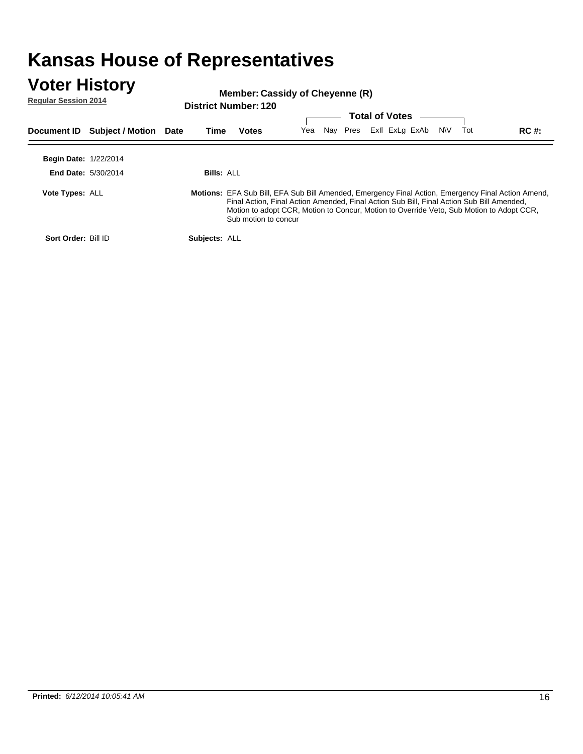# Kansas House of Representatives

## Voter History

**Regular Session 2014**

**Member: Cassidy of Cheyenne (R)**

**District Number: 120**

| Document ID | Subject / Motion | Date | Time | Votes | Total of Votes Yea | Nay | Pres | ExII | ExLg | ExAb | N\V | Tot | RC #: |
|---|---|---|---|---|---|---|---|---|---|---|---|---|---|

**Begin Date:** 1/22/2014

**End Date:** 5/30/2014

**Bills:** ALL

**Vote Types:** ALL

**Motions:** EFA Sub Bill, EFA Sub Bill Amended, Emergency Final Action, Emergency Final Action Amend, Final Action, Final Action Amended, Final Action Sub Bill, Final Action Sub Bill Amended, Motion to adopt CCR, Motion to Concur, Motion to Override Veto, Sub Motion to Adopt CCR, Sub motion to concur

**Sort Order:** Bill ID

**Subjects:** ALL

**Printed:** *6/12/2014 10:05:41 AM*